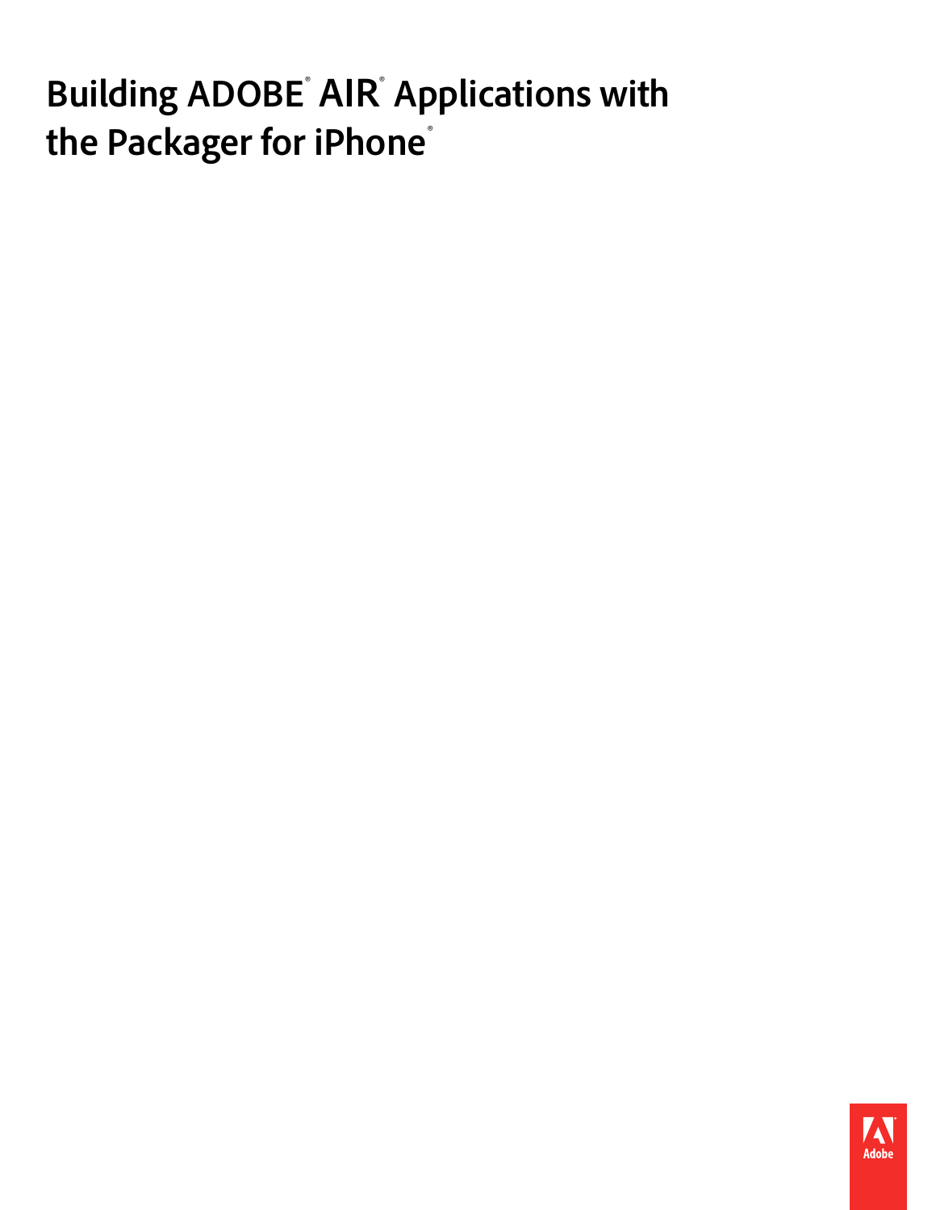# Building ADOBE® AIR® Applications with the Packager for iPhone®

Adobe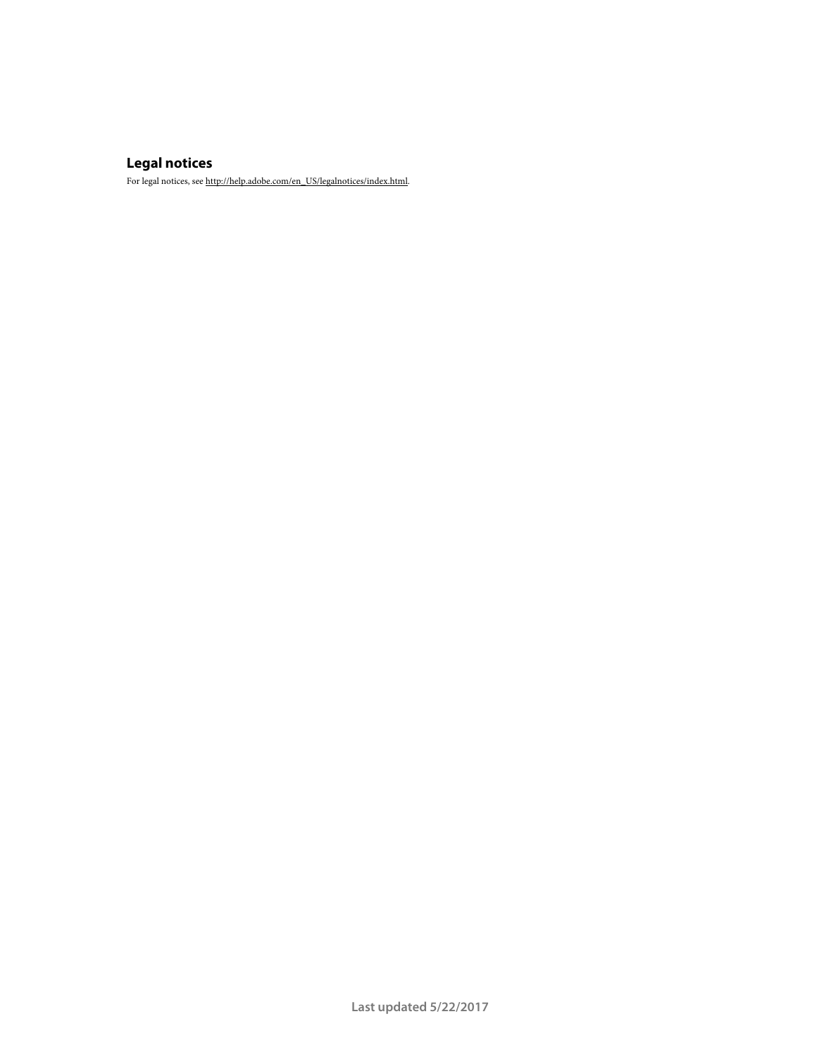## Legal notices

For legal notices, see http://help.adobe.com/en_US/legalnotices/index.html.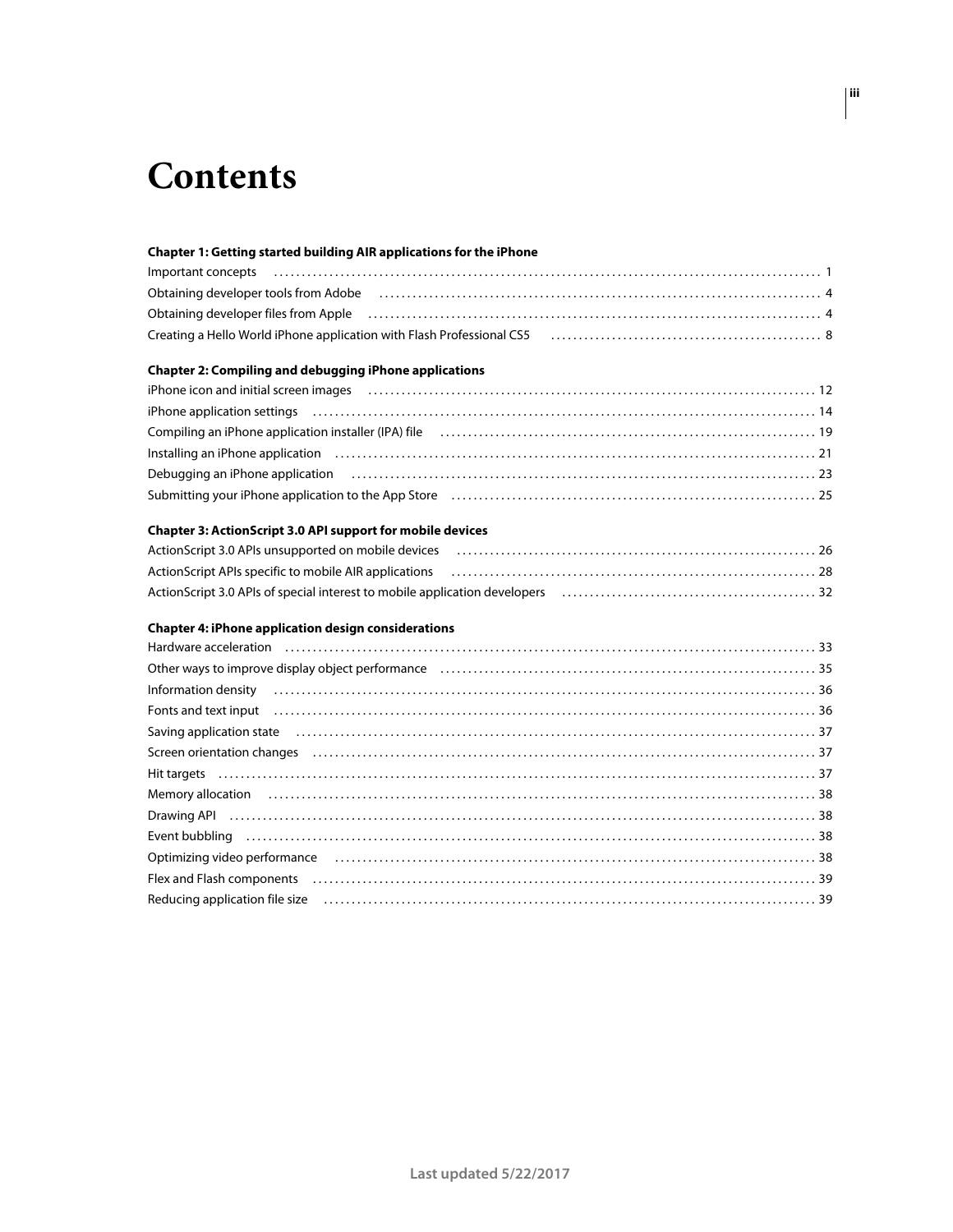# Contents

**Chapter 1: Getting started building AIR applications for the iPhone**

Important concepts . . . . . . . . . . . . . . . . . . . . . . . . . . . . . . . . . . . . . . . . . . . . . . . . . . . . . . . . . . . . . . . . . . . . . . . . . . . . . . . . . . . . 1
Obtaining developer tools from Adobe . . . . . . . . . . . . . . . . . . . . . . . . . . . . . . . . . . . . . . . . . . . . . . . . . . . . . . . . . . . . . . . . . . . . . 4
Obtaining developer files from Apple . . . . . . . . . . . . . . . . . . . . . . . . . . . . . . . . . . . . . . . . . . . . . . . . . . . . . . . . . . . . . . . . . . . . . . 4
Creating a Hello World iPhone application with Flash Professional CS5 . . . . . . . . . . . . . . . . . . . . . . . . . . . . . . . . . . . . . . . . 8

**Chapter 2: Compiling and debugging iPhone applications**

iPhone icon and initial screen images . . . . . . . . . . . . . . . . . . . . . . . . . . . . . . . . . . . . . . . . . . . . . . . . . . . . . . . . . . . . . . . . . . . . . 12
iPhone application settings . . . . . . . . . . . . . . . . . . . . . . . . . . . . . . . . . . . . . . . . . . . . . . . . . . . . . . . . . . . . . . . . . . . . . . . . . . . . . . 14
Compiling an iPhone application installer (IPA) file . . . . . . . . . . . . . . . . . . . . . . . . . . . . . . . . . . . . . . . . . . . . . . . . . . . . . . . . . . 19
Installing an iPhone application . . . . . . . . . . . . . . . . . . . . . . . . . . . . . . . . . . . . . . . . . . . . . . . . . . . . . . . . . . . . . . . . . . . . . . . . . . . 21
Debugging an iPhone application . . . . . . . . . . . . . . . . . . . . . . . . . . . . . . . . . . . . . . . . . . . . . . . . . . . . . . . . . . . . . . . . . . . . . . . . 23
Submitting your iPhone application to the App Store . . . . . . . . . . . . . . . . . . . . . . . . . . . . . . . . . . . . . . . . . . . . . . . . . . . . . . . . 25

**Chapter 3: ActionScript 3.0 API support for mobile devices**

ActionScript 3.0 APIs unsupported on mobile devices . . . . . . . . . . . . . . . . . . . . . . . . . . . . . . . . . . . . . . . . . . . . . . . . . . . . . . . . 26
ActionScript APIs specific to mobile AIR applications . . . . . . . . . . . . . . . . . . . . . . . . . . . . . . . . . . . . . . . . . . . . . . . . . . . . . . . . 28
ActionScript 3.0 APIs of special interest to mobile application developers . . . . . . . . . . . . . . . . . . . . . . . . . . . . . . . . . . . . . . 32

**Chapter 4: iPhone application design considerations**

Hardware acceleration . . . . . . . . . . . . . . . . . . . . . . . . . . . . . . . . . . . . . . . . . . . . . . . . . . . . . . . . . . . . . . . . . . . . . . . . . . . . . . . . . . 33
Other ways to improve display object performance . . . . . . . . . . . . . . . . . . . . . . . . . . . . . . . . . . . . . . . . . . . . . . . . . . . . . . . . . 35
Information density . . . . . . . . . . . . . . . . . . . . . . . . . . . . . . . . . . . . . . . . . . . . . . . . . . . . . . . . . . . . . . . . . . . . . . . . . . . . . . . . . . . . . 36
Fonts and text input . . . . . . . . . . . . . . . . . . . . . . . . . . . . . . . . . . . . . . . . . . . . . . . . . . . . . . . . . . . . . . . . . . . . . . . . . . . . . . . . . . . . 36
Saving application state . . . . . . . . . . . . . . . . . . . . . . . . . . . . . . . . . . . . . . . . . . . . . . . . . . . . . . . . . . . . . . . . . . . . . . . . . . . . . . . . . 37
Screen orientation changes . . . . . . . . . . . . . . . . . . . . . . . . . . . . . . . . . . . . . . . . . . . . . . . . . . . . . . . . . . . . . . . . . . . . . . . . . . . . . . 37
Hit targets . . . . . . . . . . . . . . . . . . . . . . . . . . . . . . . . . . . . . . . . . . . . . . . . . . . . . . . . . . . . . . . . . . . . . . . . . . . . . . . . . . . . . . . . . . . . . 37
Memory allocation . . . . . . . . . . . . . . . . . . . . . . . . . . . . . . . . . . . . . . . . . . . . . . . . . . . . . . . . . . . . . . . . . . . . . . . . . . . . . . . . . . . . . . 38
Drawing API . . . . . . . . . . . . . . . . . . . . . . . . . . . . . . . . . . . . . . . . . . . . . . . . . . . . . . . . . . . . . . . . . . . . . . . . . . . . . . . . . . . . . . . . . . . 38
Event bubbling . . . . . . . . . . . . . . . . . . . . . . . . . . . . . . . . . . . . . . . . . . . . . . . . . . . . . . . . . . . . . . . . . . . . . . . . . . . . . . . . . . . . . . . . . 38
Optimizing video performance . . . . . . . . . . . . . . . . . . . . . . . . . . . . . . . . . . . . . . . . . . . . . . . . . . . . . . . . . . . . . . . . . . . . . . . . . . . 38
Flex and Flash components . . . . . . . . . . . . . . . . . . . . . . . . . . . . . . . . . . . . . . . . . . . . . . . . . . . . . . . . . . . . . . . . . . . . . . . . . . . . . . 39
Reducing application file size . . . . . . . . . . . . . . . . . . . . . . . . . . . . . . . . . . . . . . . . . . . . . . . . . . . . . . . . . . . . . . . . . . . . . . . . . . . . 39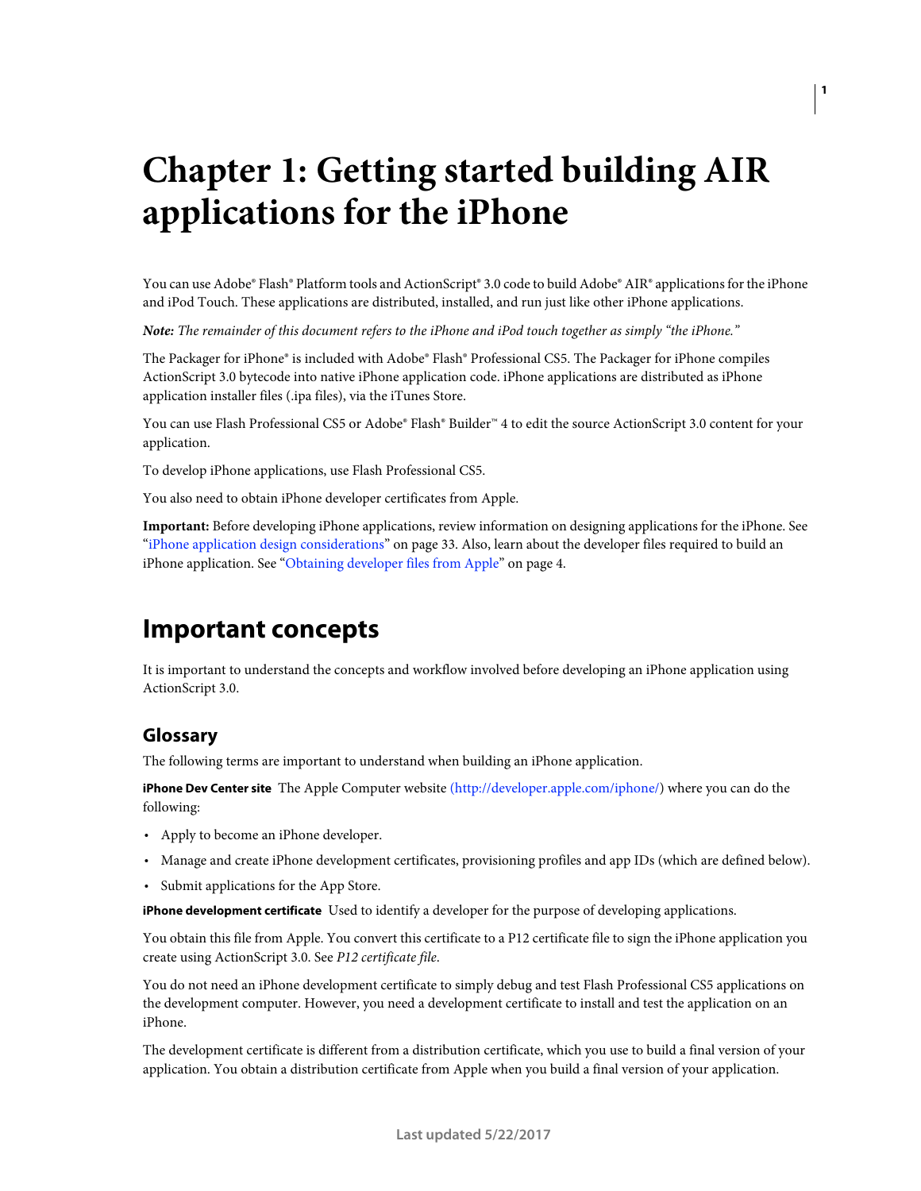# Chapter 1: Getting started building AIR applications for the iPhone

You can use Adobe® Flash® Platform tools and ActionScript® 3.0 code to build Adobe® AIR® applications for the iPhone and iPod Touch. These applications are distributed, installed, and run just like other iPhone applications.

***Note:*** *The remainder of this document refers to the iPhone and iPod touch together as simply "the iPhone."*

The Packager for iPhone® is included with Adobe® Flash® Professional CS5. The Packager for iPhone compiles ActionScript 3.0 bytecode into native iPhone application code. iPhone applications are distributed as iPhone application installer files (.ipa files), via the iTunes Store.

You can use Flash Professional CS5 or Adobe® Flash® Builder™ 4 to edit the source ActionScript 3.0 content for your application.

To develop iPhone applications, use Flash Professional CS5.

You also need to obtain iPhone developer certificates from Apple.

**Important:** Before developing iPhone applications, review information on designing applications for the iPhone. See "iPhone application design considerations" on page 33. Also, learn about the developer files required to build an iPhone application. See "Obtaining developer files from Apple" on page 4.

## Important concepts

It is important to understand the concepts and workflow involved before developing an iPhone application using ActionScript 3.0.

### Glossary

The following terms are important to understand when building an iPhone application.

**iPhone Dev Center site** The Apple Computer website (http://developer.apple.com/iphone/) where you can do the following:

- Apply to become an iPhone developer.
- Manage and create iPhone development certificates, provisioning profiles and app IDs (which are defined below).
- Submit applications for the App Store.

**iPhone development certificate** Used to identify a developer for the purpose of developing applications.

You obtain this file from Apple. You convert this certificate to a P12 certificate file to sign the iPhone application you create using ActionScript 3.0. See *P12 certificate file*.

You do not need an iPhone development certificate to simply debug and test Flash Professional CS5 applications on the development computer. However, you need a development certificate to install and test the application on an iPhone.

The development certificate is different from a distribution certificate, which you use to build a final version of your application. You obtain a distribution certificate from Apple when you build a final version of your application.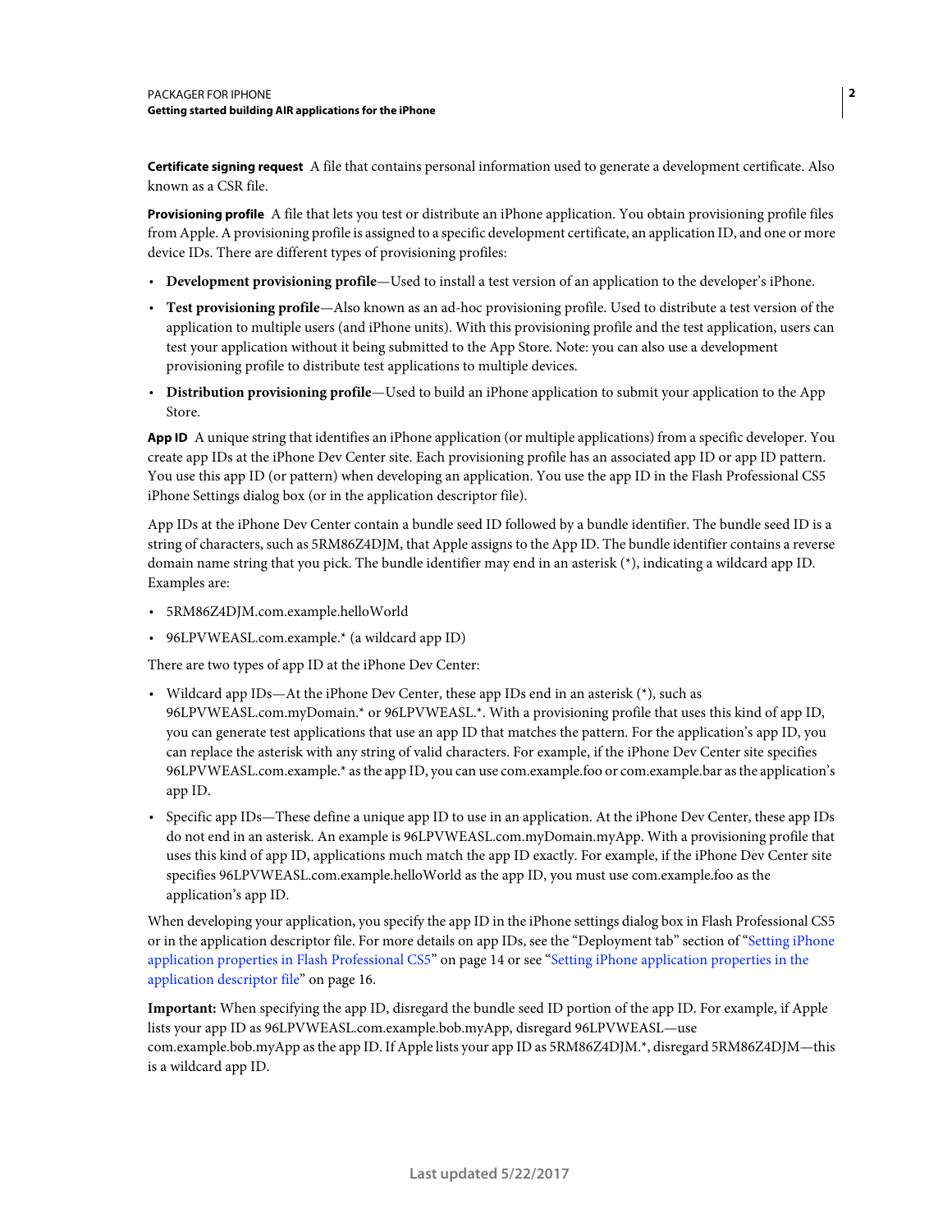**Certificate signing request** A file that contains personal information used to generate a development certificate. Also known as a CSR file.

**Provisioning profile** A file that lets you test or distribute an iPhone application. You obtain provisioning profile files from Apple. A provisioning profile is assigned to a specific development certificate, an application ID, and one or more device IDs. There are different types of provisioning profiles:

- **Development provisioning profile**—Used to install a test version of an application to the developer's iPhone.
- **Test provisioning profile**—Also known as an ad-hoc provisioning profile. Used to distribute a test version of the application to multiple users (and iPhone units). With this provisioning profile and the test application, users can test your application without it being submitted to the App Store. Note: you can also use a development provisioning profile to distribute test applications to multiple devices.
- **Distribution provisioning profile**—Used to build an iPhone application to submit your application to the App Store.

**App ID** A unique string that identifies an iPhone application (or multiple applications) from a specific developer. You create app IDs at the iPhone Dev Center site. Each provisioning profile has an associated app ID or app ID pattern. You use this app ID (or pattern) when developing an application. You use the app ID in the Flash Professional CS5 iPhone Settings dialog box (or in the application descriptor file).

App IDs at the iPhone Dev Center contain a bundle seed ID followed by a bundle identifier. The bundle seed ID is a string of characters, such as 5RM86Z4DJM, that Apple assigns to the App ID. The bundle identifier contains a reverse domain name string that you pick. The bundle identifier may end in an asterisk (*), indicating a wildcard app ID. Examples are:

- 5RM86Z4DJM.com.example.helloWorld
- 96LPVWEASL.com.example.* (a wildcard app ID)

There are two types of app ID at the iPhone Dev Center:

- Wildcard app IDs—At the iPhone Dev Center, these app IDs end in an asterisk (*), such as 96LPVWEASL.com.myDomain.* or 96LPVWEASL.*. With a provisioning profile that uses this kind of app ID, you can generate test applications that use an app ID that matches the pattern. For the application's app ID, you can replace the asterisk with any string of valid characters. For example, if the iPhone Dev Center site specifies 96LPVWEASL.com.example.* as the app ID, you can use com.example.foo or com.example.bar as the application's app ID.
- Specific app IDs—These define a unique app ID to use in an application. At the iPhone Dev Center, these app IDs do not end in an asterisk. An example is 96LPVWEASL.com.myDomain.myApp. With a provisioning profile that uses this kind of app ID, applications much match the app ID exactly. For example, if the iPhone Dev Center site specifies 96LPVWEASL.com.example.helloWorld as the app ID, you must use com.example.foo as the application's app ID.

When developing your application, you specify the app ID in the iPhone settings dialog box in Flash Professional CS5 or in the application descriptor file. For more details on app IDs, see the "Deployment tab" section of "Setting iPhone application properties in Flash Professional CS5" on page 14 or see "Setting iPhone application properties in the application descriptor file" on page 16.

**Important:** When specifying the app ID, disregard the bundle seed ID portion of the app ID. For example, if Apple lists your app ID as 96LPVWEASL.com.example.bob.myApp, disregard 96LPVWEASL—use com.example.bob.myApp as the app ID. If Apple lists your app ID as 5RM86Z4DJM.*, disregard 5RM86Z4DJM—this is a wildcard app ID.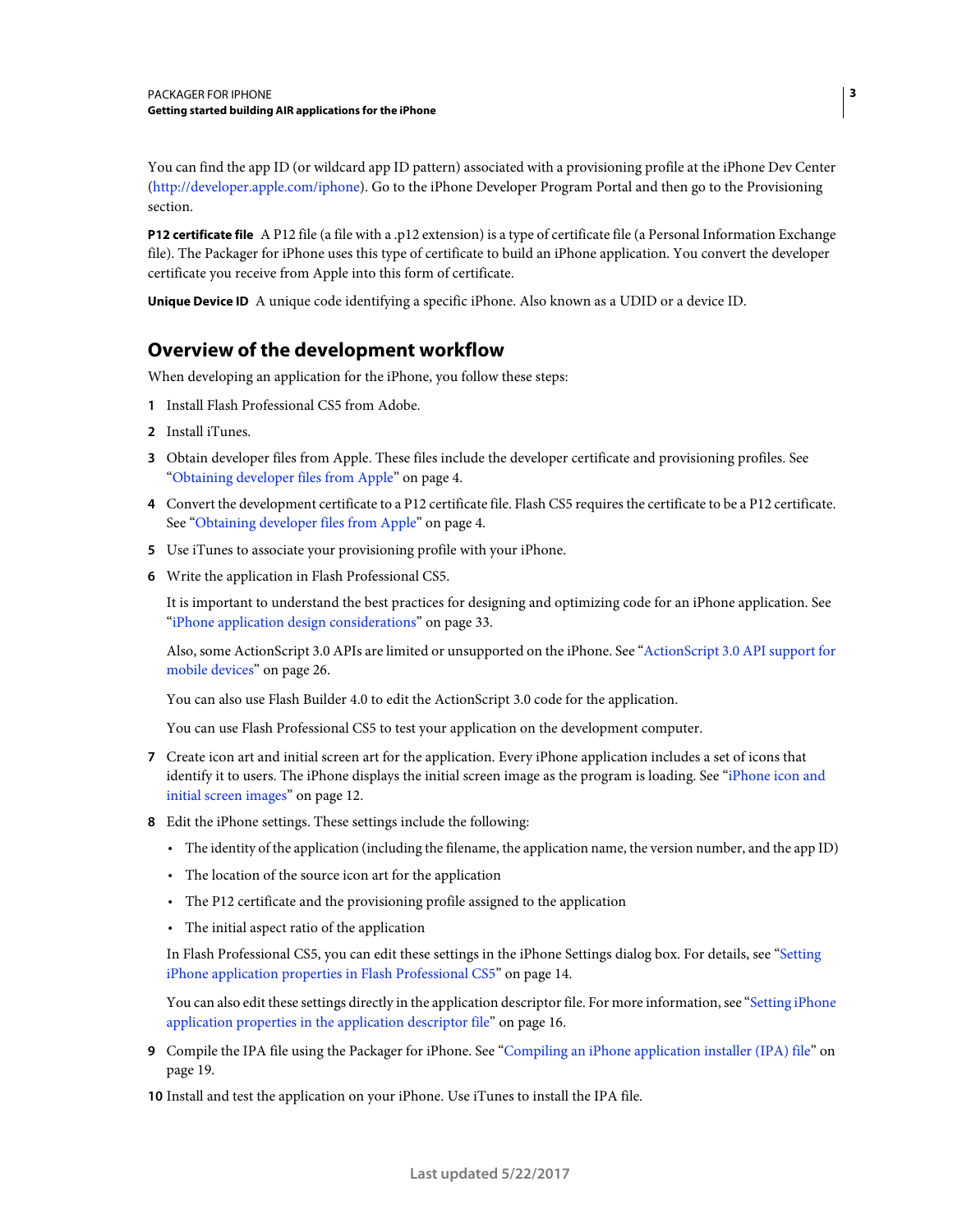You can find the app ID (or wildcard app ID pattern) associated with a provisioning profile at the iPhone Dev Center (http://developer.apple.com/iphone). Go to the iPhone Developer Program Portal and then go to the Provisioning section.

**P12 certificate file** A P12 file (a file with a .p12 extension) is a type of certificate file (a Personal Information Exchange file). The Packager for iPhone uses this type of certificate to build an iPhone application. You convert the developer certificate you receive from Apple into this form of certificate.

**Unique Device ID** A unique code identifying a specific iPhone. Also known as a UDID or a device ID.

## Overview of the development workflow

When developing an application for the iPhone, you follow these steps:

1. Install Flash Professional CS5 from Adobe.
2. Install iTunes.
3. Obtain developer files from Apple. These files include the developer certificate and provisioning profiles. See "Obtaining developer files from Apple" on page 4.
4. Convert the development certificate to a P12 certificate file. Flash CS5 requires the certificate to be a P12 certificate. See "Obtaining developer files from Apple" on page 4.
5. Use iTunes to associate your provisioning profile with your iPhone.
6. Write the application in Flash Professional CS5.

   It is important to understand the best practices for designing and optimizing code for an iPhone application. See "iPhone application design considerations" on page 33.

   Also, some ActionScript 3.0 APIs are limited or unsupported on the iPhone. See "ActionScript 3.0 API support for mobile devices" on page 26.

   You can also use Flash Builder 4.0 to edit the ActionScript 3.0 code for the application.

   You can use Flash Professional CS5 to test your application on the development computer.
7. Create icon art and initial screen art for the application. Every iPhone application includes a set of icons that identify it to users. The iPhone displays the initial screen image as the program is loading. See "iPhone icon and initial screen images" on page 12.
8. Edit the iPhone settings. These settings include the following:
   - The identity of the application (including the filename, the application name, the version number, and the app ID)
   - The location of the source icon art for the application
   - The P12 certificate and the provisioning profile assigned to the application
   - The initial aspect ratio of the application

   In Flash Professional CS5, you can edit these settings in the iPhone Settings dialog box. For details, see "Setting iPhone application properties in Flash Professional CS5" on page 14.

   You can also edit these settings directly in the application descriptor file. For more information, see "Setting iPhone application properties in the application descriptor file" on page 16.
9. Compile the IPA file using the Packager for iPhone. See "Compiling an iPhone application installer (IPA) file" on page 19.
10. Install and test the application on your iPhone. Use iTunes to install the IPA file.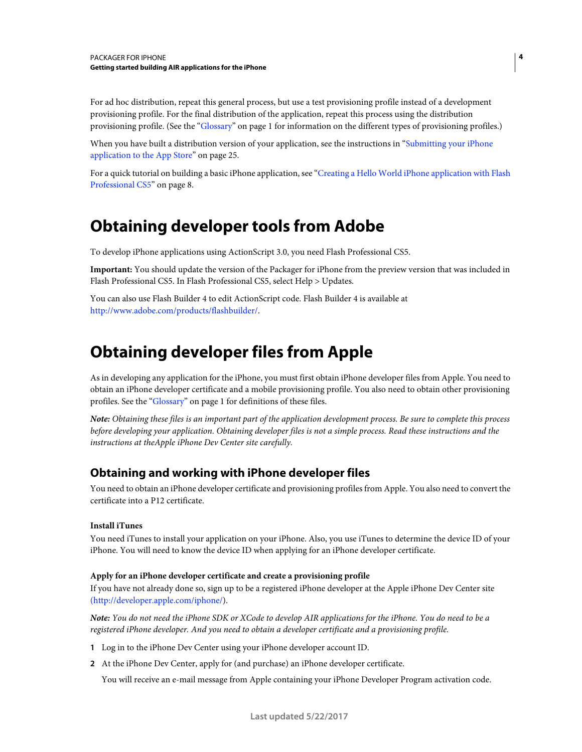For ad hoc distribution, repeat this general process, but use a test provisioning profile instead of a development provisioning profile. For the final distribution of the application, repeat this process using the distribution provisioning profile. (See the "Glossary" on page 1 for information on the different types of provisioning profiles.)

When you have built a distribution version of your application, see the instructions in "Submitting your iPhone application to the App Store" on page 25.

For a quick tutorial on building a basic iPhone application, see "Creating a Hello World iPhone application with Flash Professional CS5" on page 8.

# Obtaining developer tools from Adobe

To develop iPhone applications using ActionScript 3.0, you need Flash Professional CS5.

**Important:** You should update the version of the Packager for iPhone from the preview version that was included in Flash Professional CS5. In Flash Professional CS5, select Help > Updates.

You can also use Flash Builder 4 to edit ActionScript code. Flash Builder 4 is available at http://www.adobe.com/products/flashbuilder/.

# Obtaining developer files from Apple

As in developing any application for the iPhone, you must first obtain iPhone developer files from Apple. You need to obtain an iPhone developer certificate and a mobile provisioning profile. You also need to obtain other provisioning profiles. See the "Glossary" on page 1 for definitions of these files.

***Note:** Obtaining these files is an important part of the application development process. Be sure to complete this process before developing your application. Obtaining developer files is not a simple process. Read these instructions and the instructions at theApple iPhone Dev Center site carefully.*

## Obtaining and working with iPhone developer files

You need to obtain an iPhone developer certificate and provisioning profiles from Apple. You also need to convert the certificate into a P12 certificate.

**Install iTunes**

You need iTunes to install your application on your iPhone. Also, you use iTunes to determine the device ID of your iPhone. You will need to know the device ID when applying for an iPhone developer certificate.

**Apply for an iPhone developer certificate and create a provisioning profile**

If you have not already done so, sign up to be a registered iPhone developer at the Apple iPhone Dev Center site (http://developer.apple.com/iphone/).

***Note:** You do not need the iPhone SDK or XCode to develop AIR applications for the iPhone. You do need to be a registered iPhone developer. And you need to obtain a developer certificate and a provisioning profile.*

1. Log in to the iPhone Dev Center using your iPhone developer account ID.
2. At the iPhone Dev Center, apply for (and purchase) an iPhone developer certificate.

   You will receive an e-mail message from Apple containing your iPhone Developer Program activation code.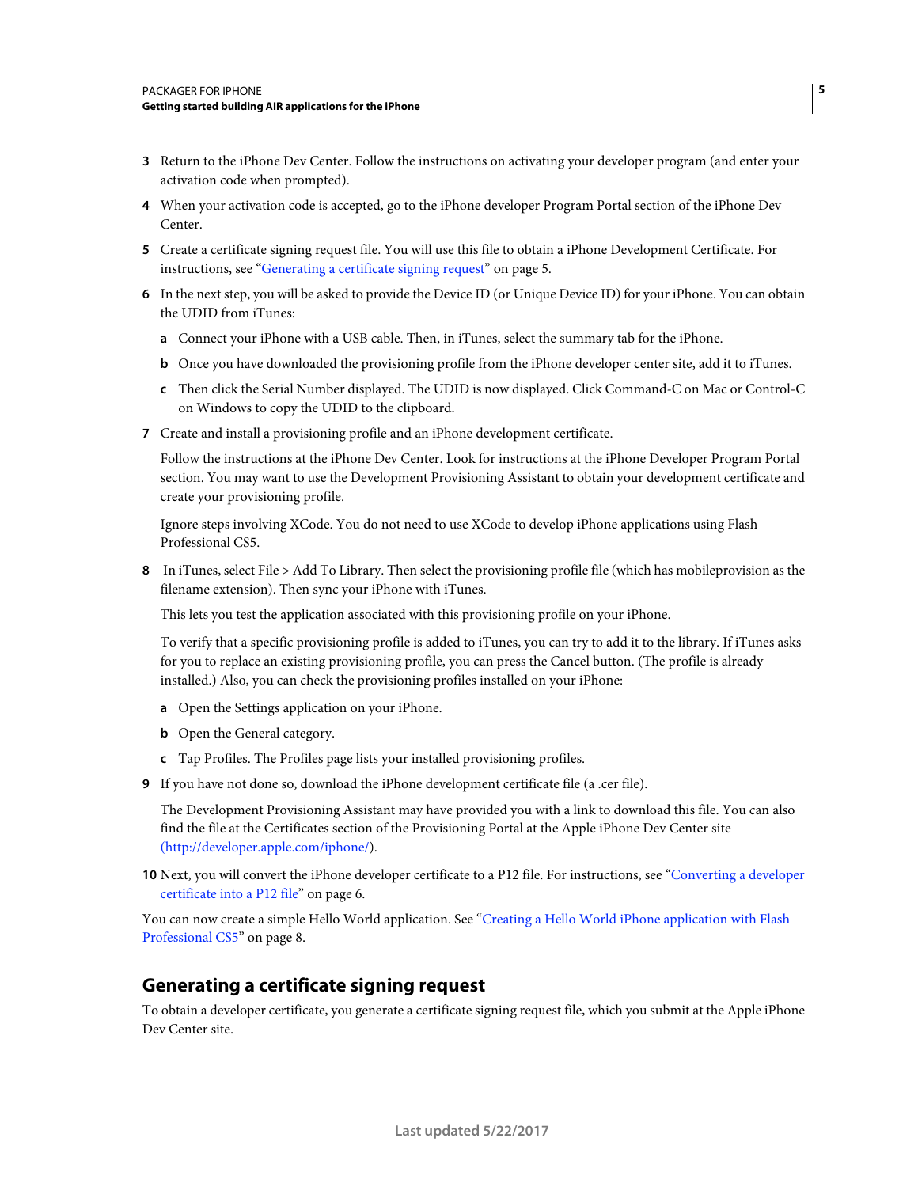3. Return to the iPhone Dev Center. Follow the instructions on activating your developer program (and enter your activation code when prompted).
4. When your activation code is accepted, go to the iPhone developer Program Portal section of the iPhone Dev Center.
5. Create a certificate signing request file. You will use this file to obtain a iPhone Development Certificate. For instructions, see "Generating a certificate signing request" on page 5.
6. In the next step, you will be asked to provide the Device ID (or Unique Device ID) for your iPhone. You can obtain the UDID from iTunes:
   a. Connect your iPhone with a USB cable. Then, in iTunes, select the summary tab for the iPhone.
   b. Once you have downloaded the provisioning profile from the iPhone developer center site, add it to iTunes.
   c. Then click the Serial Number displayed. The UDID is now displayed. Click Command-C on Mac or Control-C on Windows to copy the UDID to the clipboard.
7. Create and install a provisioning profile and an iPhone development certificate.

   Follow the instructions at the iPhone Dev Center. Look for instructions at the iPhone Developer Program Portal section. You may want to use the Development Provisioning Assistant to obtain your development certificate and create your provisioning profile.

   Ignore steps involving XCode. You do not need to use XCode to develop iPhone applications using Flash Professional CS5.
8. In iTunes, select File > Add To Library. Then select the provisioning profile file (which has mobileprovision as the filename extension). Then sync your iPhone with iTunes.

   This lets you test the application associated with this provisioning profile on your iPhone.

   To verify that a specific provisioning profile is added to iTunes, you can try to add it to the library. If iTunes asks for you to replace an existing provisioning profile, you can press the Cancel button. (The profile is already installed.) Also, you can check the provisioning profiles installed on your iPhone:
   a. Open the Settings application on your iPhone.
   b. Open the General category.
   c. Tap Profiles. The Profiles page lists your installed provisioning profiles.
9. If you have not done so, download the iPhone development certificate file (a .cer file).

   The Development Provisioning Assistant may have provided you with a link to download this file. You can also find the file at the Certificates section of the Provisioning Portal at the Apple iPhone Dev Center site (http://developer.apple.com/iphone/).
10. Next, you will convert the iPhone developer certificate to a P12 file. For instructions, see "Converting a developer certificate into a P12 file" on page 6.

You can now create a simple Hello World application. See "Creating a Hello World iPhone application with Flash Professional CS5" on page 8.

## Generating a certificate signing request

To obtain a developer certificate, you generate a certificate signing request file, which you submit at the Apple iPhone Dev Center site.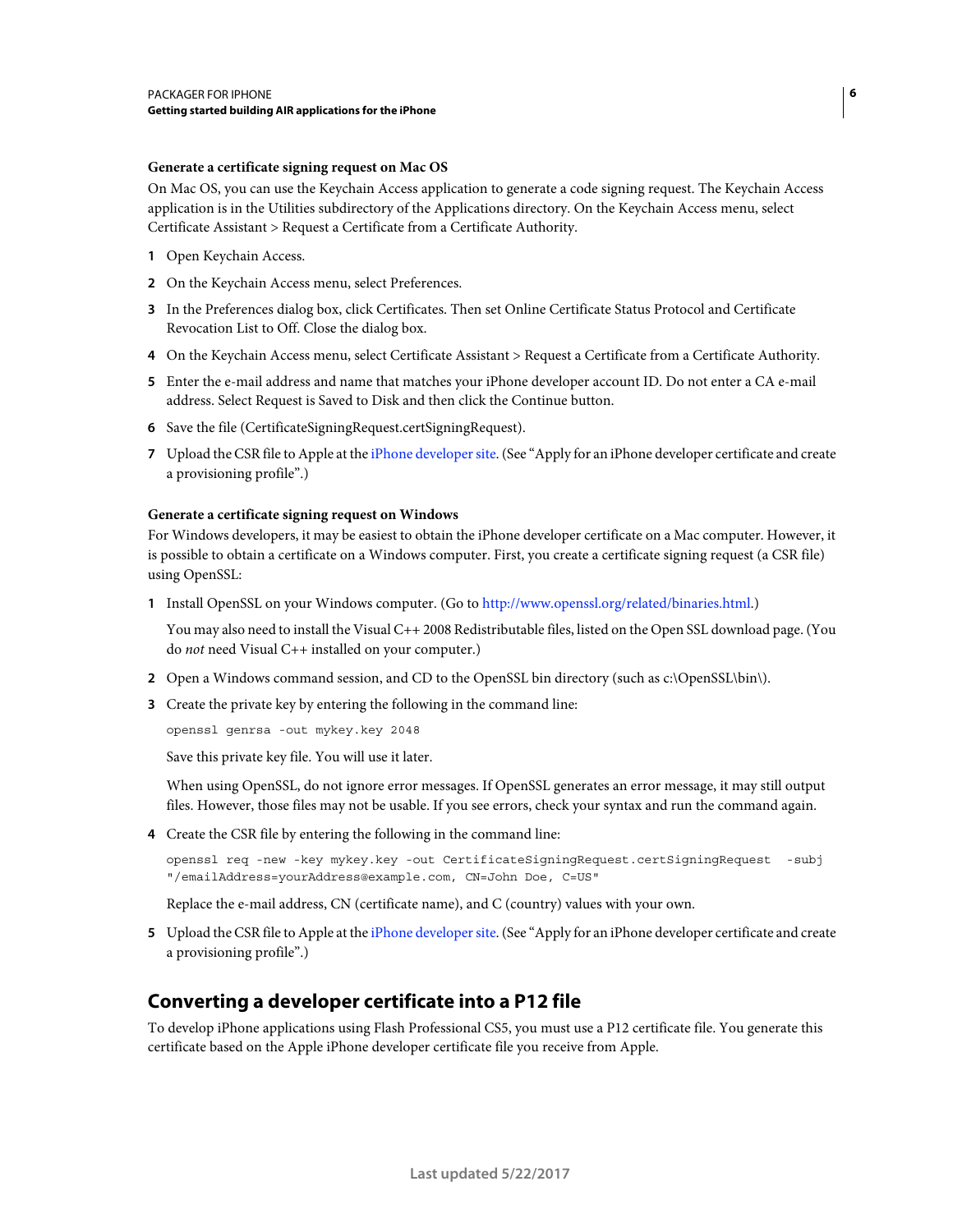**Generate a certificate signing request on Mac OS**

On Mac OS, you can use the Keychain Access application to generate a code signing request. The Keychain Access application is in the Utilities subdirectory of the Applications directory. On the Keychain Access menu, select Certificate Assistant > Request a Certificate from a Certificate Authority.

1. Open Keychain Access.
2. On the Keychain Access menu, select Preferences.
3. In the Preferences dialog box, click Certificates. Then set Online Certificate Status Protocol and Certificate Revocation List to Off. Close the dialog box.
4. On the Keychain Access menu, select Certificate Assistant > Request a Certificate from a Certificate Authority.
5. Enter the e-mail address and name that matches your iPhone developer account ID. Do not enter a CA e-mail address. Select Request is Saved to Disk and then click the Continue button.
6. Save the file (CertificateSigningRequest.certSigningRequest).
7. Upload the CSR file to Apple at the iPhone developer site. (See "Apply for an iPhone developer certificate and create a provisioning profile".)

**Generate a certificate signing request on Windows**

For Windows developers, it may be easiest to obtain the iPhone developer certificate on a Mac computer. However, it is possible to obtain a certificate on a Windows computer. First, you create a certificate signing request (a CSR file) using OpenSSL:

1. Install OpenSSL on your Windows computer. (Go to http://www.openssl.org/related/binaries.html.)

   You may also need to install the Visual C++ 2008 Redistributable files, listed on the Open SSL download page. (You do *not* need Visual C++ installed on your computer.)

2. Open a Windows command session, and CD to the OpenSSL bin directory (such as c:\OpenSSL\bin\).
3. Create the private key by entering the following in the command line:

   ```
   openssl genrsa -out mykey.key 2048
   ```

   Save this private key file. You will use it later.

   When using OpenSSL, do not ignore error messages. If OpenSSL generates an error message, it may still output files. However, those files may not be usable. If you see errors, check your syntax and run the command again.

4. Create the CSR file by entering the following in the command line:

   ```
   openssl req -new -key mykey.key -out CertificateSigningRequest.certSigningRequest  -subj
   "/emailAddress=yourAddress@example.com, CN=John Doe, C=US"
   ```

   Replace the e-mail address, CN (certificate name), and C (country) values with your own.

5. Upload the CSR file to Apple at the iPhone developer site. (See "Apply for an iPhone developer certificate and create a provisioning profile".)

## Converting a developer certificate into a P12 file

To develop iPhone applications using Flash Professional CS5, you must use a P12 certificate file. You generate this certificate based on the Apple iPhone developer certificate file you receive from Apple.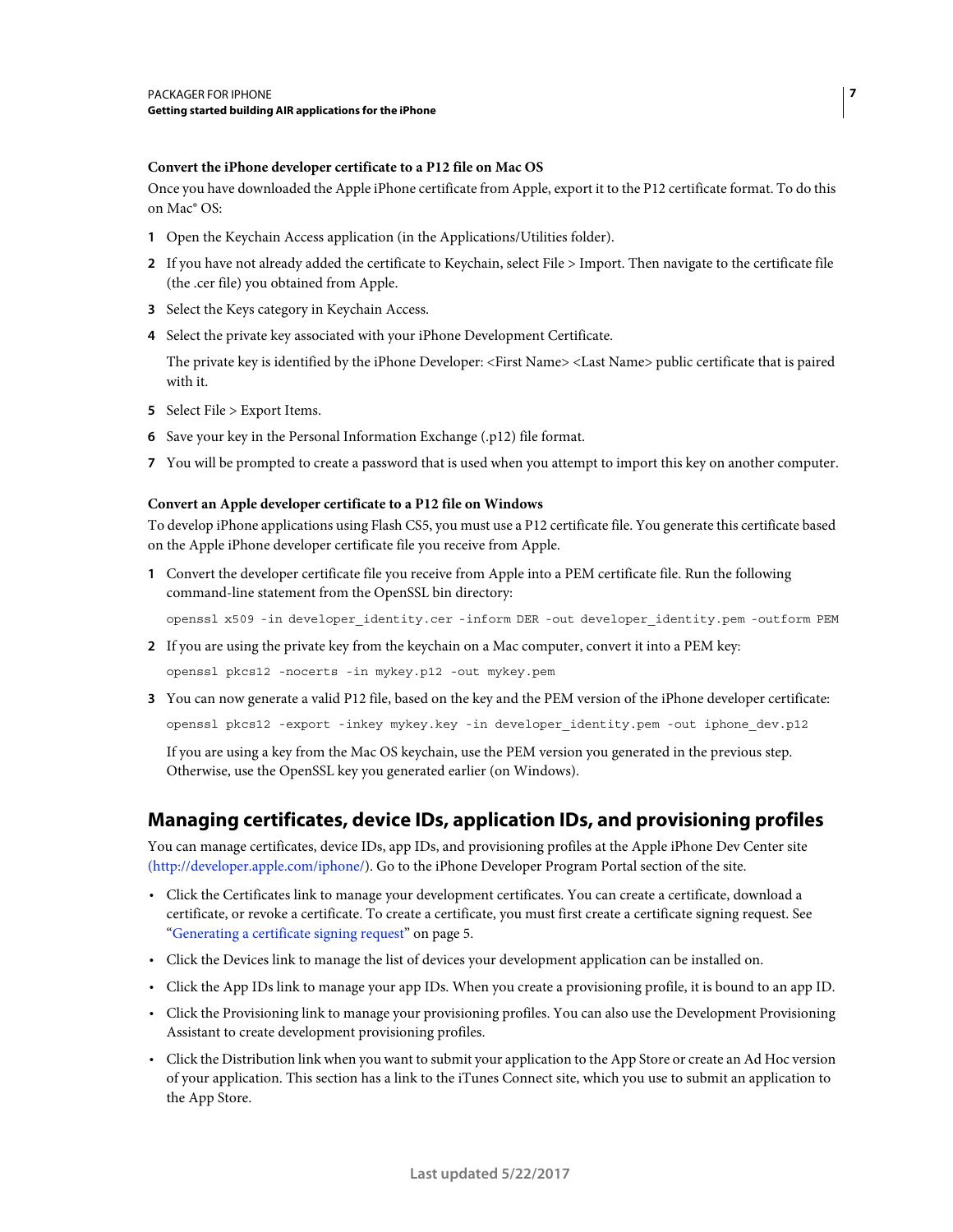### Convert the iPhone developer certificate to a P12 file on Mac OS

Once you have downloaded the Apple iPhone certificate from Apple, export it to the P12 certificate format. To do this on Mac® OS:

1. Open the Keychain Access application (in the Applications/Utilities folder).
2. If you have not already added the certificate to Keychain, select File > Import. Then navigate to the certificate file (the .cer file) you obtained from Apple.
3. Select the Keys category in Keychain Access.
4. Select the private key associated with your iPhone Development Certificate.

   The private key is identified by the iPhone Developer: <First Name> <Last Name> public certificate that is paired with it.
5. Select File > Export Items.
6. Save your key in the Personal Information Exchange (.p12) file format.
7. You will be prompted to create a password that is used when you attempt to import this key on another computer.

### Convert an Apple developer certificate to a P12 file on Windows

To develop iPhone applications using Flash CS5, you must use a P12 certificate file. You generate this certificate based on the Apple iPhone developer certificate file you receive from Apple.

1. Convert the developer certificate file you receive from Apple into a PEM certificate file. Run the following command-line statement from the OpenSSL bin directory:

   ```
   openssl x509 -in developer_identity.cer -inform DER -out developer_identity.pem -outform PEM
   ```
2. If you are using the private key from the keychain on a Mac computer, convert it into a PEM key:

   ```
   openssl pkcs12 -nocerts -in mykey.p12 -out mykey.pem
   ```
3. You can now generate a valid P12 file, based on the key and the PEM version of the iPhone developer certificate:

   ```
   openssl pkcs12 -export -inkey mykey.key -in developer_identity.pem -out iphone_dev.p12
   ```

   If you are using a key from the Mac OS keychain, use the PEM version you generated in the previous step. Otherwise, use the OpenSSL key you generated earlier (on Windows).

## Managing certificates, device IDs, application IDs, and provisioning profiles

You can manage certificates, device IDs, app IDs, and provisioning profiles at the Apple iPhone Dev Center site (http://developer.apple.com/iphone/). Go to the iPhone Developer Program Portal section of the site.

- Click the Certificates link to manage your development certificates. You can create a certificate, download a certificate, or revoke a certificate. To create a certificate, you must first create a certificate signing request. See "Generating a certificate signing request" on page 5.
- Click the Devices link to manage the list of devices your development application can be installed on.
- Click the App IDs link to manage your app IDs. When you create a provisioning profile, it is bound to an app ID.
- Click the Provisioning link to manage your provisioning profiles. You can also use the Development Provisioning Assistant to create development provisioning profiles.
- Click the Distribution link when you want to submit your application to the App Store or create an Ad Hoc version of your application. This section has a link to the iTunes Connect site, which you use to submit an application to the App Store.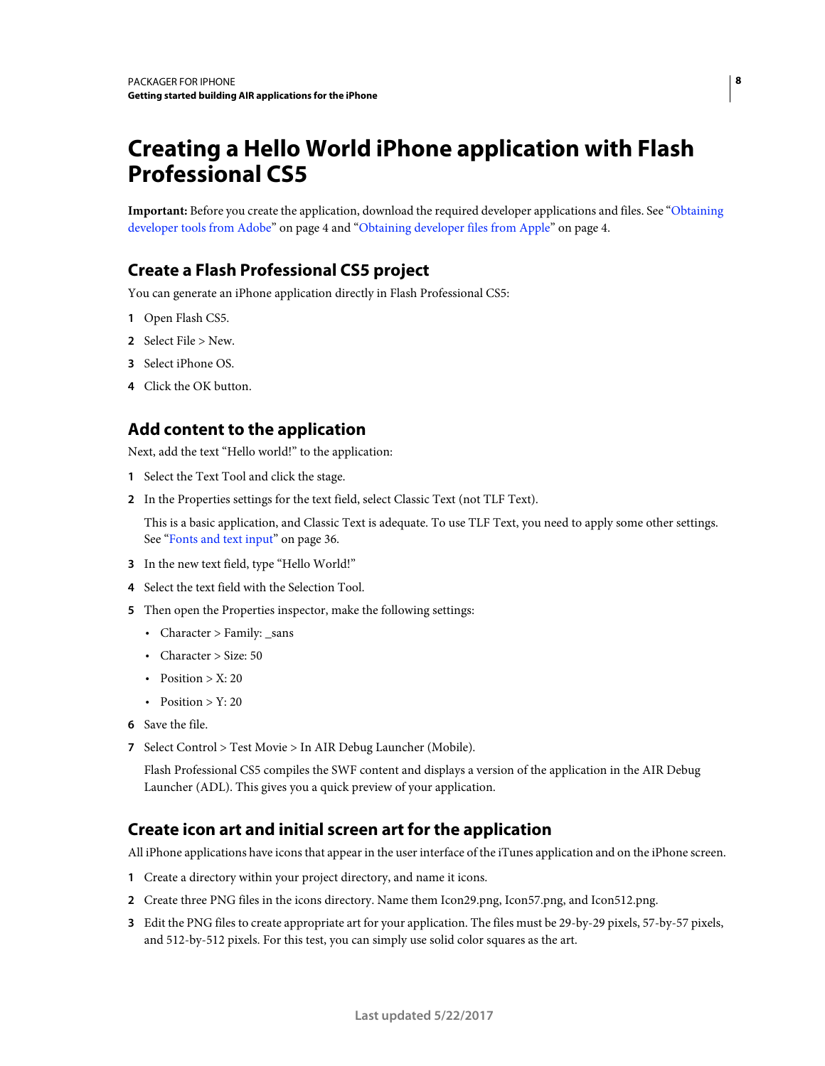# Creating a Hello World iPhone application with Flash Professional CS5

**Important:** Before you create the application, download the required developer applications and files. See "Obtaining developer tools from Adobe" on page 4 and "Obtaining developer files from Apple" on page 4.

## Create a Flash Professional CS5 project

You can generate an iPhone application directly in Flash Professional CS5:

1. Open Flash CS5.
2. Select File > New.
3. Select iPhone OS.
4. Click the OK button.

## Add content to the application

Next, add the text "Hello world!" to the application:

1. Select the Text Tool and click the stage.
2. In the Properties settings for the text field, select Classic Text (not TLF Text).

   This is a basic application, and Classic Text is adequate. To use TLF Text, you need to apply some other settings. See "Fonts and text input" on page 36.
3. In the new text field, type "Hello World!"
4. Select the text field with the Selection Tool.
5. Then open the Properties inspector, make the following settings:
   - Character > Family: _sans
   - Character > Size: 50
   - Position > X: 20
   - Position > Y: 20
6. Save the file.
7. Select Control > Test Movie > In AIR Debug Launcher (Mobile).

   Flash Professional CS5 compiles the SWF content and displays a version of the application in the AIR Debug Launcher (ADL). This gives you a quick preview of your application.

## Create icon art and initial screen art for the application

All iPhone applications have icons that appear in the user interface of the iTunes application and on the iPhone screen.

1. Create a directory within your project directory, and name it icons.
2. Create three PNG files in the icons directory. Name them Icon29.png, Icon57.png, and Icon512.png.
3. Edit the PNG files to create appropriate art for your application. The files must be 29-by-29 pixels, 57-by-57 pixels, and 512-by-512 pixels. For this test, you can simply use solid color squares as the art.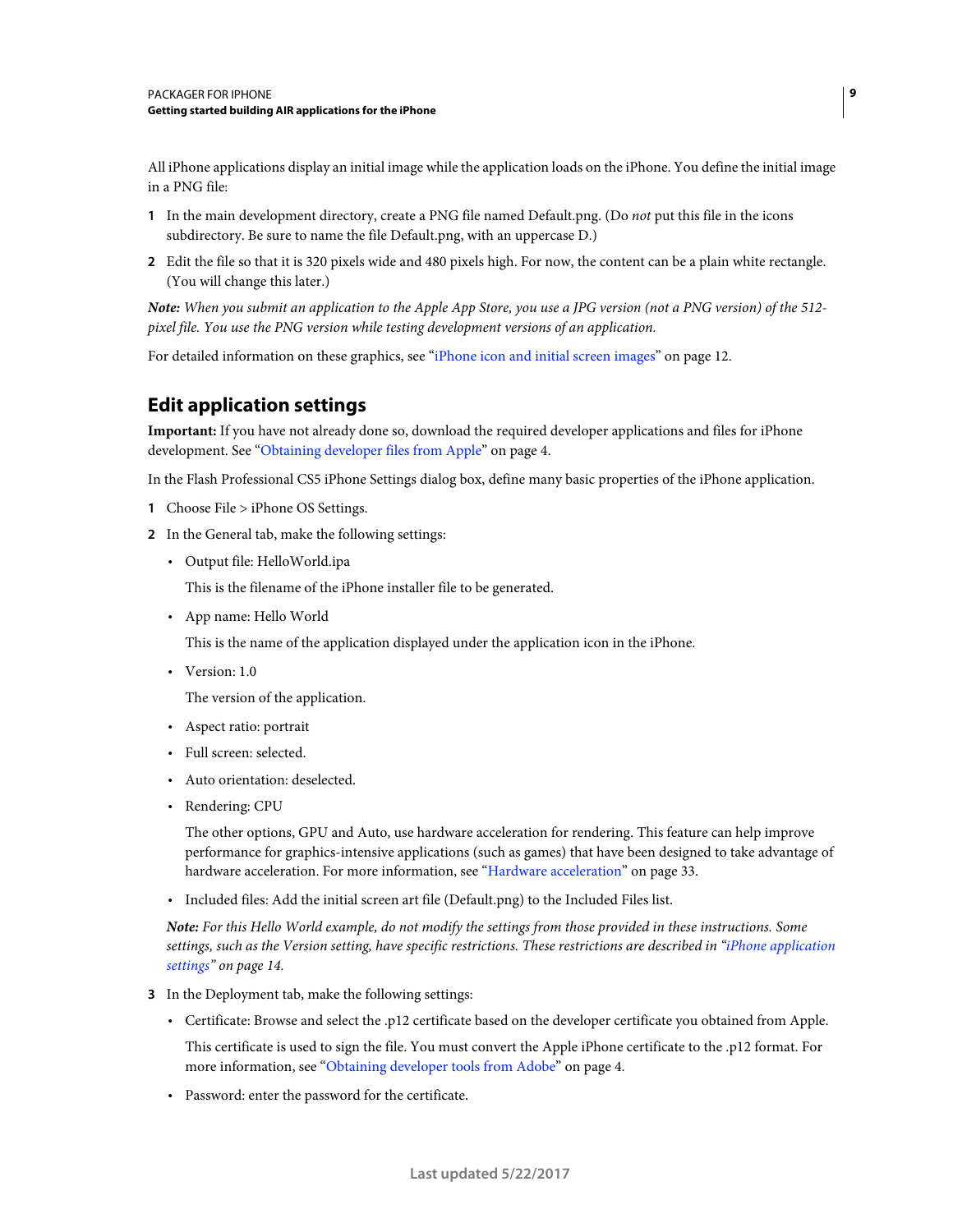All iPhone applications display an initial image while the application loads on the iPhone. You define the initial image in a PNG file:

1 In the main development directory, create a PNG file named Default.png. (Do *not* put this file in the icons subdirectory. Be sure to name the file Default.png, with an uppercase D.)

2 Edit the file so that it is 320 pixels wide and 480 pixels high. For now, the content can be a plain white rectangle. (You will change this later.)

***Note:*** *When you submit an application to the Apple App Store, you use a JPG version (not a PNG version) of the 512-pixel file. You use the PNG version while testing development versions of an application.*

For detailed information on these graphics, see "iPhone icon and initial screen images" on page 12.

## Edit application settings

**Important:** If you have not already done so, download the required developer applications and files for iPhone development. See "Obtaining developer files from Apple" on page 4.

In the Flash Professional CS5 iPhone Settings dialog box, define many basic properties of the iPhone application.

1 Choose File > iPhone OS Settings.

2 In the General tab, make the following settings:

- Output file: HelloWorld.ipa

  This is the filename of the iPhone installer file to be generated.

- App name: Hello World

  This is the name of the application displayed under the application icon in the iPhone.

- Version: 1.0

  The version of the application.

- Aspect ratio: portrait
- Full screen: selected.
- Auto orientation: deselected.
- Rendering: CPU

  The other options, GPU and Auto, use hardware acceleration for rendering. This feature can help improve performance for graphics-intensive applications (such as games) that have been designed to take advantage of hardware acceleration. For more information, see "Hardware acceleration" on page 33.

- Included files: Add the initial screen art file (Default.png) to the Included Files list.

***Note:*** *For this Hello World example, do not modify the settings from those provided in these instructions. Some settings, such as the Version setting, have specific restrictions. These restrictions are described in "iPhone application settings" on page 14.*

3 In the Deployment tab, make the following settings:

- Certificate: Browse and select the .p12 certificate based on the developer certificate you obtained from Apple.

  This certificate is used to sign the file. You must convert the Apple iPhone certificate to the .p12 format. For more information, see "Obtaining developer tools from Adobe" on page 4.

- Password: enter the password for the certificate.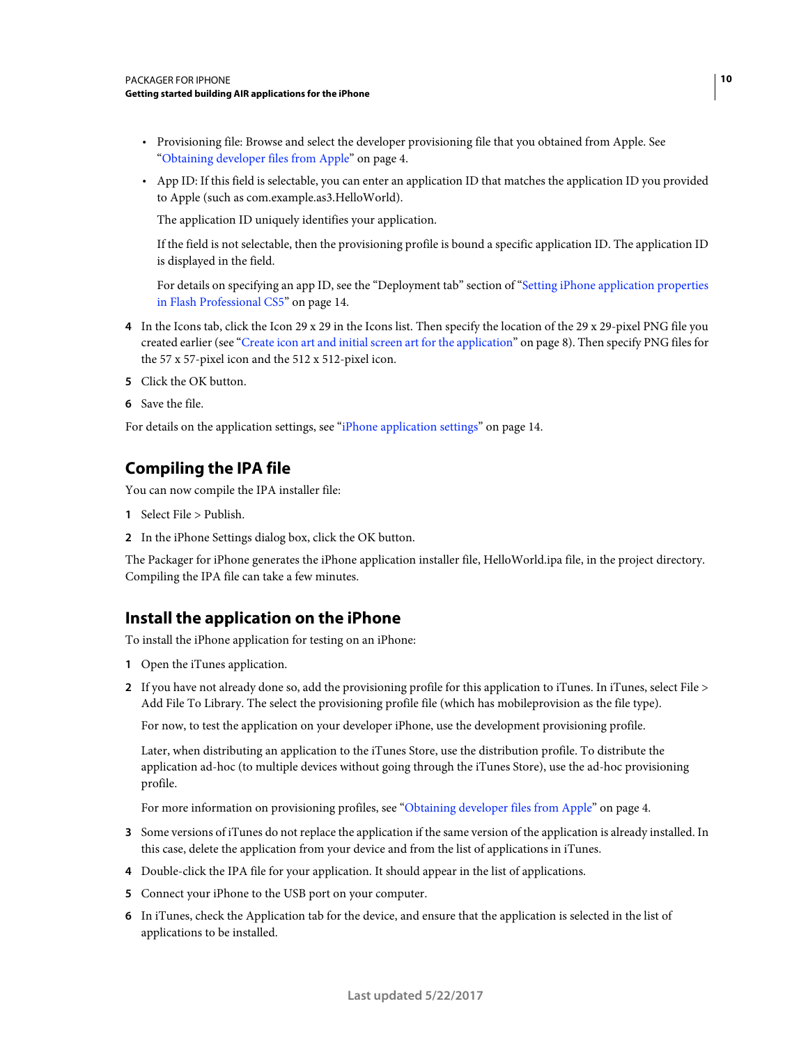- Provisioning file: Browse and select the developer provisioning file that you obtained from Apple. See "Obtaining developer files from Apple" on page 4.
- App ID: If this field is selectable, you can enter an application ID that matches the application ID you provided to Apple (such as com.example.as3.HelloWorld).

  The application ID uniquely identifies your application.

  If the field is not selectable, then the provisioning profile is bound a specific application ID. The application ID is displayed in the field.

  For details on specifying an app ID, see the "Deployment tab" section of "Setting iPhone application properties in Flash Professional CS5" on page 14.

4. In the Icons tab, click the Icon 29 x 29 in the Icons list. Then specify the location of the 29 x 29-pixel PNG file you created earlier (see "Create icon art and initial screen art for the application" on page 8). Then specify PNG files for the 57 x 57-pixel icon and the 512 x 512-pixel icon.
5. Click the OK button.
6. Save the file.

For details on the application settings, see "iPhone application settings" on page 14.

## Compiling the IPA file

You can now compile the IPA installer file:

1. Select File > Publish.
2. In the iPhone Settings dialog box, click the OK button.

The Packager for iPhone generates the iPhone application installer file, HelloWorld.ipa file, in the project directory. Compiling the IPA file can take a few minutes.

## Install the application on the iPhone

To install the iPhone application for testing on an iPhone:

1. Open the iTunes application.
2. If you have not already done so, add the provisioning profile for this application to iTunes. In iTunes, select File > Add File To Library. The select the provisioning profile file (which has mobileprovision as the file type).

   For now, to test the application on your developer iPhone, use the development provisioning profile.

   Later, when distributing an application to the iTunes Store, use the distribution profile. To distribute the application ad-hoc (to multiple devices without going through the iTunes Store), use the ad-hoc provisioning profile.

   For more information on provisioning profiles, see "Obtaining developer files from Apple" on page 4.

3. Some versions of iTunes do not replace the application if the same version of the application is already installed. In this case, delete the application from your device and from the list of applications in iTunes.
4. Double-click the IPA file for your application. It should appear in the list of applications.
5. Connect your iPhone to the USB port on your computer.
6. In iTunes, check the Application tab for the device, and ensure that the application is selected in the list of applications to be installed.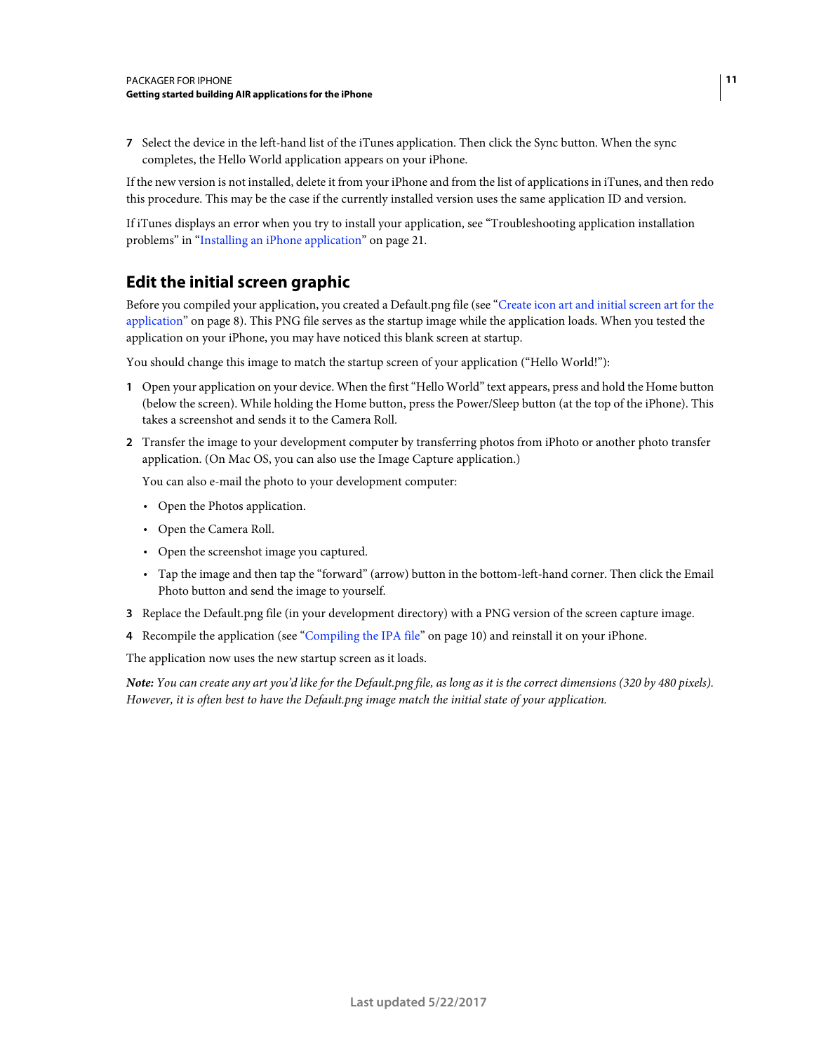7 Select the device in the left-hand list of the iTunes application. Then click the Sync button. When the sync completes, the Hello World application appears on your iPhone.

If the new version is not installed, delete it from your iPhone and from the list of applications in iTunes, and then redo this procedure. This may be the case if the currently installed version uses the same application ID and version.

If iTunes displays an error when you try to install your application, see "Troubleshooting application installation problems" in "Installing an iPhone application" on page 21.

## Edit the initial screen graphic

Before you compiled your application, you created a Default.png file (see "Create icon art and initial screen art for the application" on page 8). This PNG file serves as the startup image while the application loads. When you tested the application on your iPhone, you may have noticed this blank screen at startup.

You should change this image to match the startup screen of your application ("Hello World!"):

1 Open your application on your device. When the first "Hello World" text appears, press and hold the Home button (below the screen). While holding the Home button, press the Power/Sleep button (at the top of the iPhone). This takes a screenshot and sends it to the Camera Roll.

2 Transfer the image to your development computer by transferring photos from iPhoto or another photo transfer application. (On Mac OS, you can also use the Image Capture application.)

   You can also e-mail the photo to your development computer:

   - Open the Photos application.
   - Open the Camera Roll.
   - Open the screenshot image you captured.
   - Tap the image and then tap the "forward" (arrow) button in the bottom-left-hand corner. Then click the Email Photo button and send the image to yourself.

3 Replace the Default.png file (in your development directory) with a PNG version of the screen capture image.

4 Recompile the application (see "Compiling the IPA file" on page 10) and reinstall it on your iPhone.

The application now uses the new startup screen as it loads.

***Note:*** *You can create any art you'd like for the Default.png file, as long as it is the correct dimensions (320 by 480 pixels). However, it is often best to have the Default.png image match the initial state of your application.*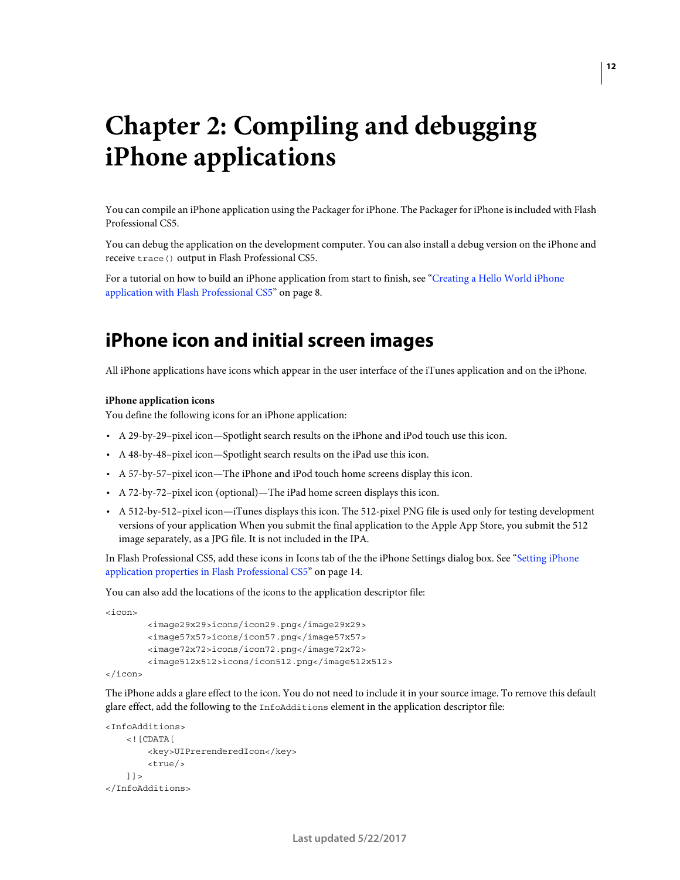# Chapter 2: Compiling and debugging iPhone applications

You can compile an iPhone application using the Packager for iPhone. The Packager for iPhone is included with Flash Professional CS5.

You can debug the application on the development computer. You can also install a debug version on the iPhone and receive `trace()` output in Flash Professional CS5.

For a tutorial on how to build an iPhone application from start to finish, see "Creating a Hello World iPhone application with Flash Professional CS5" on page 8.

## iPhone icon and initial screen images

All iPhone applications have icons which appear in the user interface of the iTunes application and on the iPhone.

**iPhone application icons**

You define the following icons for an iPhone application:

- A 29-by-29–pixel icon—Spotlight search results on the iPhone and iPod touch use this icon.
- A 48-by-48–pixel icon—Spotlight search results on the iPad use this icon.
- A 57-by-57–pixel icon—The iPhone and iPod touch home screens display this icon.
- A 72-by-72–pixel icon (optional)—The iPad home screen displays this icon.
- A 512-by-512–pixel icon—iTunes displays this icon. The 512-pixel PNG file is used only for testing development versions of your application When you submit the final application to the Apple App Store, you submit the 512 image separately, as a JPG file. It is not included in the IPA.

In Flash Professional CS5, add these icons in Icons tab of the the iPhone Settings dialog box. See "Setting iPhone application properties in Flash Professional CS5" on page 14.

You can also add the locations of the icons to the application descriptor file:

```
<icon>
        <image29x29>icons/icon29.png</image29x29>
        <image57x57>icons/icon57.png</image57x57>
        <image72x72>icons/icon72.png</image72x72>
        <image512x512>icons/icon512.png</image512x512>
</icon>
```

The iPhone adds a glare effect to the icon. You do not need to include it in your source image. To remove this default glare effect, add the following to the `InfoAdditions` element in the application descriptor file:

```
<InfoAdditions>
    <![CDATA[
        <key>UIPrerenderedIcon</key>
        <true/>
    ]]>
</InfoAdditions>
```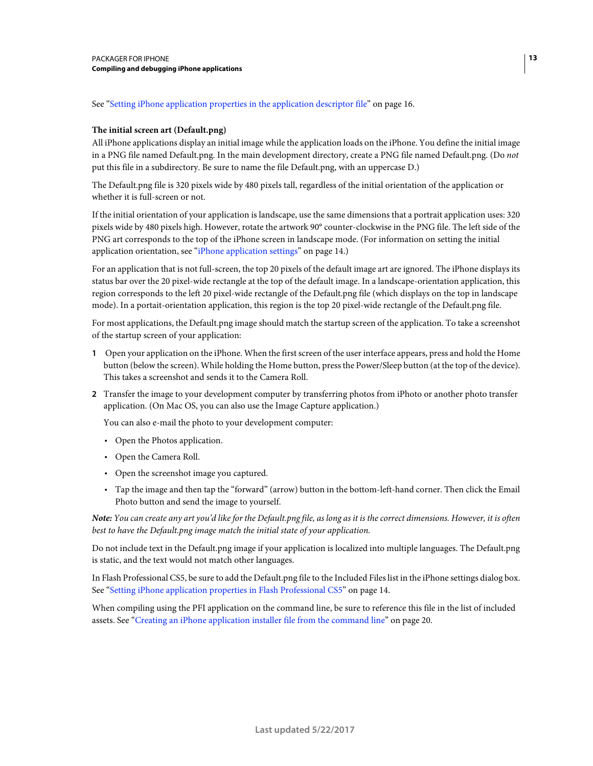See "Setting iPhone application properties in the application descriptor file" on page 16.

#### The initial screen art (Default.png)

All iPhone applications display an initial image while the application loads on the iPhone. You define the initial image in a PNG file named Default.png. In the main development directory, create a PNG file named Default.png. (Do *not* put this file in a subdirectory. Be sure to name the file Default.png, with an uppercase D.)

The Default.png file is 320 pixels wide by 480 pixels tall, regardless of the initial orientation of the application or whether it is full-screen or not.

If the initial orientation of your application is landscape, use the same dimensions that a portrait application uses: 320 pixels wide by 480 pixels high. However, rotate the artwork 90° counter-clockwise in the PNG file. The left side of the PNG art corresponds to the top of the iPhone screen in landscape mode. (For information on setting the initial application orientation, see "iPhone application settings" on page 14.)

For an application that is not full-screen, the top 20 pixels of the default image art are ignored. The iPhone displays its status bar over the 20 pixel-wide rectangle at the top of the default image. In a landscape-orientation application, this region corresponds to the left 20 pixel-wide rectangle of the Default.png file (which displays on the top in landscape mode). In a portait-orientation application, this region is the top 20 pixel-wide rectangle of the Default.png file.

For most applications, the Default.png image should match the startup screen of the application. To take a screenshot of the startup screen of your application:

1. Open your application on the iPhone. When the first screen of the user interface appears, press and hold the Home button (below the screen). While holding the Home button, press the Power/Sleep button (at the top of the device). This takes a screenshot and sends it to the Camera Roll.
2. Transfer the image to your development computer by transferring photos from iPhoto or another photo transfer application. (On Mac OS, you can also use the Image Capture application.)

   You can also e-mail the photo to your development computer:

   - Open the Photos application.
   - Open the Camera Roll.
   - Open the screenshot image you captured.
   - Tap the image and then tap the "forward" (arrow) button in the bottom-left-hand corner. Then click the Email Photo button and send the image to yourself.

***Note:** You can create any art you'd like for the Default.png file, as long as it is the correct dimensions. However, it is often best to have the Default.png image match the initial state of your application.*

Do not include text in the Default.png image if your application is localized into multiple languages. The Default.png is static, and the text would not match other languages.

In Flash Professional CS5, be sure to add the Default.png file to the Included Files list in the iPhone settings dialog box. See "Setting iPhone application properties in Flash Professional CS5" on page 14.

When compiling using the PFI application on the command line, be sure to reference this file in the list of included assets. See "Creating an iPhone application installer file from the command line" on page 20.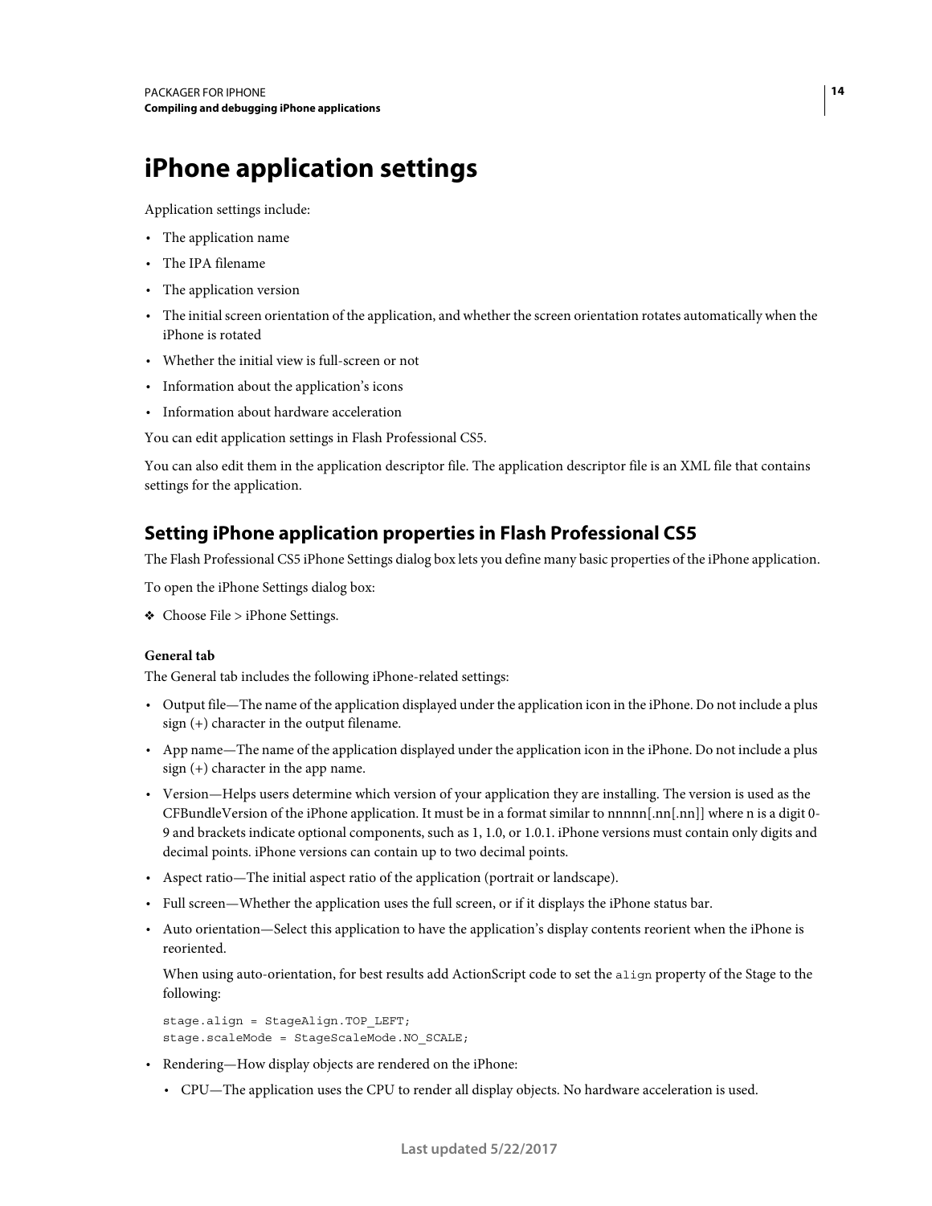# iPhone application settings

Application settings include:

- The application name
- The IPA filename
- The application version
- The initial screen orientation of the application, and whether the screen orientation rotates automatically when the iPhone is rotated
- Whether the initial view is full-screen or not
- Information about the application's icons
- Information about hardware acceleration

You can edit application settings in Flash Professional CS5.

You can also edit them in the application descriptor file. The application descriptor file is an XML file that contains settings for the application.

## Setting iPhone application properties in Flash Professional CS5

The Flash Professional CS5 iPhone Settings dialog box lets you define many basic properties of the iPhone application.

To open the iPhone Settings dialog box:

❖ Choose File > iPhone Settings.

**General tab**

The General tab includes the following iPhone-related settings:

- Output file—The name of the application displayed under the application icon in the iPhone. Do not include a plus sign (+) character in the output filename.
- App name—The name of the application displayed under the application icon in the iPhone. Do not include a plus sign (+) character in the app name.
- Version—Helps users determine which version of your application they are installing. The version is used as the CFBundleVersion of the iPhone application. It must be in a format similar to nnnnn[.nn[.nn]] where n is a digit 0-9 and brackets indicate optional components, such as 1, 1.0, or 1.0.1. iPhone versions must contain only digits and decimal points. iPhone versions can contain up to two decimal points.
- Aspect ratio—The initial aspect ratio of the application (portrait or landscape).
- Full screen—Whether the application uses the full screen, or if it displays the iPhone status bar.
- Auto orientation—Select this application to have the application's display contents reorient when the iPhone is reoriented.

  When using auto-orientation, for best results add ActionScript code to set the `align` property of the Stage to the following:

  ```
  stage.align = StageAlign.TOP_LEFT;
  stage.scaleMode = StageScaleMode.NO_SCALE;
  ```

- Rendering—How display objects are rendered on the iPhone:
  - CPU—The application uses the CPU to render all display objects. No hardware acceleration is used.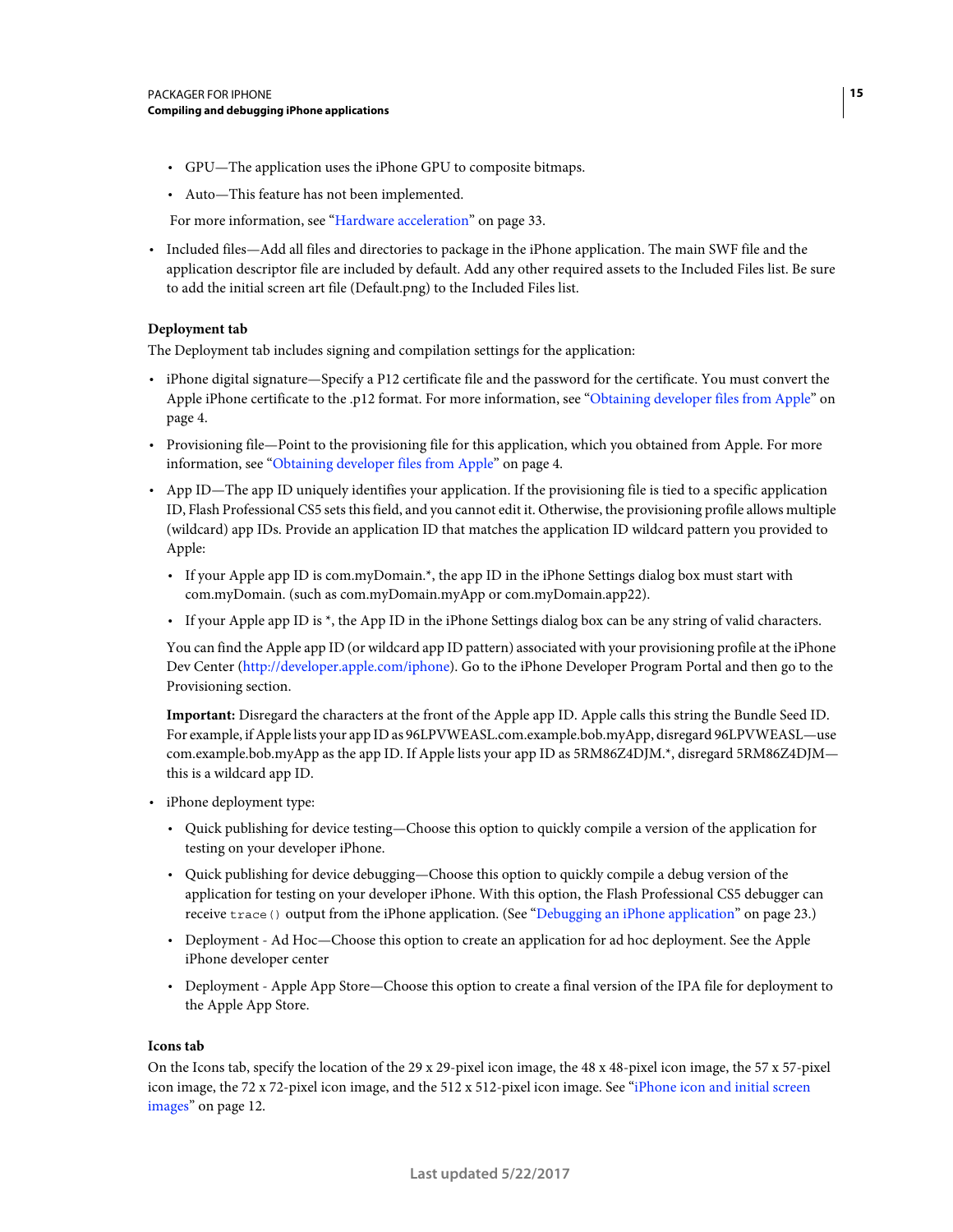- GPU—The application uses the iPhone GPU to composite bitmaps.
- Auto—This feature has not been implemented.

For more information, see "Hardware acceleration" on page 33.

- Included files—Add all files and directories to package in the iPhone application. The main SWF file and the application descriptor file are included by default. Add any other required assets to the Included Files list. Be sure to add the initial screen art file (Default.png) to the Included Files list.

**Deployment tab**

The Deployment tab includes signing and compilation settings for the application:

- iPhone digital signature—Specify a P12 certificate file and the password for the certificate. You must convert the Apple iPhone certificate to the .p12 format. For more information, see "Obtaining developer files from Apple" on page 4.
- Provisioning file—Point to the provisioning file for this application, which you obtained from Apple. For more information, see "Obtaining developer files from Apple" on page 4.
- App ID—The app ID uniquely identifies your application. If the provisioning file is tied to a specific application ID, Flash Professional CS5 sets this field, and you cannot edit it. Otherwise, the provisioning profile allows multiple (wildcard) app IDs. Provide an application ID that matches the application ID wildcard pattern you provided to Apple:
  - If your Apple app ID is com.myDomain.*, the app ID in the iPhone Settings dialog box must start with com.myDomain. (such as com.myDomain.myApp or com.myDomain.app22).
  - If your Apple app ID is *, the App ID in the iPhone Settings dialog box can be any string of valid characters.

  You can find the Apple app ID (or wildcard app ID pattern) associated with your provisioning profile at the iPhone Dev Center (http://developer.apple.com/iphone). Go to the iPhone Developer Program Portal and then go to the Provisioning section.

  **Important:** Disregard the characters at the front of the Apple app ID. Apple calls this string the Bundle Seed ID. For example, if Apple lists your app ID as 96LPVWEASL.com.example.bob.myApp, disregard 96LPVWEASL—use com.example.bob.myApp as the app ID. If Apple lists your app ID as 5RM86Z4DJM.*, disregard 5RM86Z4DJM—this is a wildcard app ID.

- iPhone deployment type:
  - Quick publishing for device testing—Choose this option to quickly compile a version of the application for testing on your developer iPhone.
  - Quick publishing for device debugging—Choose this option to quickly compile a debug version of the application for testing on your developer iPhone. With this option, the Flash Professional CS5 debugger can receive `trace()` output from the iPhone application. (See "Debugging an iPhone application" on page 23.)
  - Deployment - Ad Hoc—Choose this option to create an application for ad hoc deployment. See the Apple iPhone developer center
  - Deployment - Apple App Store—Choose this option to create a final version of the IPA file for deployment to the Apple App Store.

**Icons tab**

On the Icons tab, specify the location of the 29 x 29-pixel icon image, the 48 x 48-pixel icon image, the 57 x 57-pixel icon image, the 72 x 72-pixel icon image, and the 512 x 512-pixel icon image. See "iPhone icon and initial screen images" on page 12.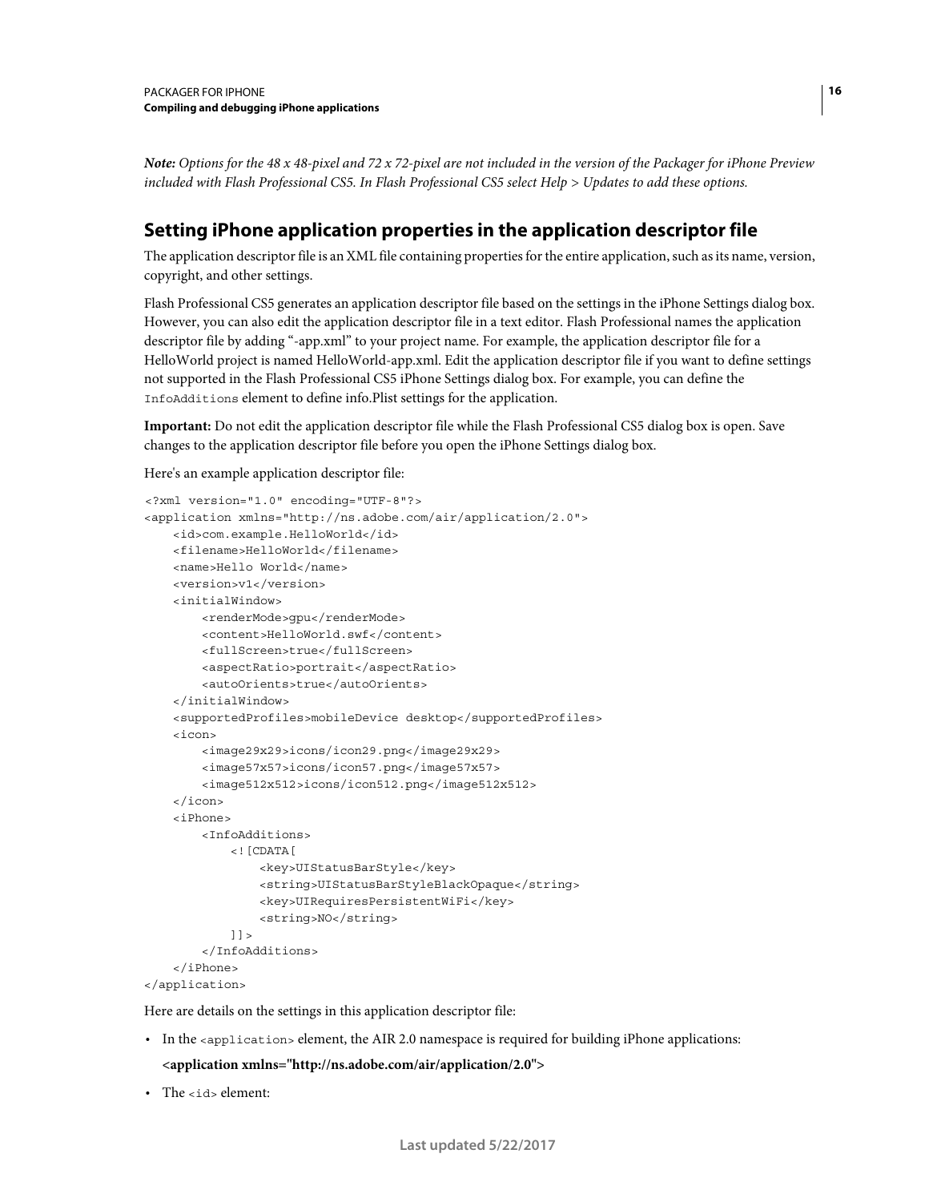*Note: Options for the 48 x 48-pixel and 72 x 72-pixel are not included in the version of the Packager for iPhone Preview included with Flash Professional CS5. In Flash Professional CS5 select Help > Updates to add these options.*

## Setting iPhone application properties in the application descriptor file

The application descriptor file is an XML file containing properties for the entire application, such as its name, version, copyright, and other settings.

Flash Professional CS5 generates an application descriptor file based on the settings in the iPhone Settings dialog box. However, you can also edit the application descriptor file in a text editor. Flash Professional names the application descriptor file by adding "-app.xml" to your project name. For example, the application descriptor file for a HelloWorld project is named HelloWorld-app.xml. Edit the application descriptor file if you want to define settings not supported in the Flash Professional CS5 iPhone Settings dialog box. For example, you can define the `InfoAdditions` element to define info.Plist settings for the application.

**Important:** Do not edit the application descriptor file while the Flash Professional CS5 dialog box is open. Save changes to the application descriptor file before you open the iPhone Settings dialog box.

Here's an example application descriptor file:

```
<?xml version="1.0" encoding="UTF-8"?>
<application xmlns="http://ns.adobe.com/air/application/2.0">
    <id>com.example.HelloWorld</id>
    <filename>HelloWorld</filename>
    <name>Hello World</name>
    <version>v1</version>
    <initialWindow>
        <renderMode>gpu</renderMode>
        <content>HelloWorld.swf</content>
        <fullScreen>true</fullScreen>
        <aspectRatio>portrait</aspectRatio>
        <autoOrients>true</autoOrients>
    </initialWindow>
    <supportedProfiles>mobileDevice desktop</supportedProfiles>
    <icon>
        <image29x29>icons/icon29.png</image29x29>
        <image57x57>icons/icon57.png</image57x57>
        <image512x512>icons/icon512.png</image512x512>
    </icon>
    <iPhone>
        <InfoAdditions>
            <![CDATA[
                <key>UIStatusBarStyle</key>
                <string>UIStatusBarStyleBlackOpaque</string>
                <key>UIRequiresPersistentWiFi</key>
                <string>NO</string>
            ]]>
        </InfoAdditions>
    </iPhone>
</application>
```

Here are details on the settings in this application descriptor file:

- In the `<application>` element, the AIR 2.0 namespace is required for building iPhone applications:

  **<application xmlns="http://ns.adobe.com/air/application/2.0">**

- The `<id>` element: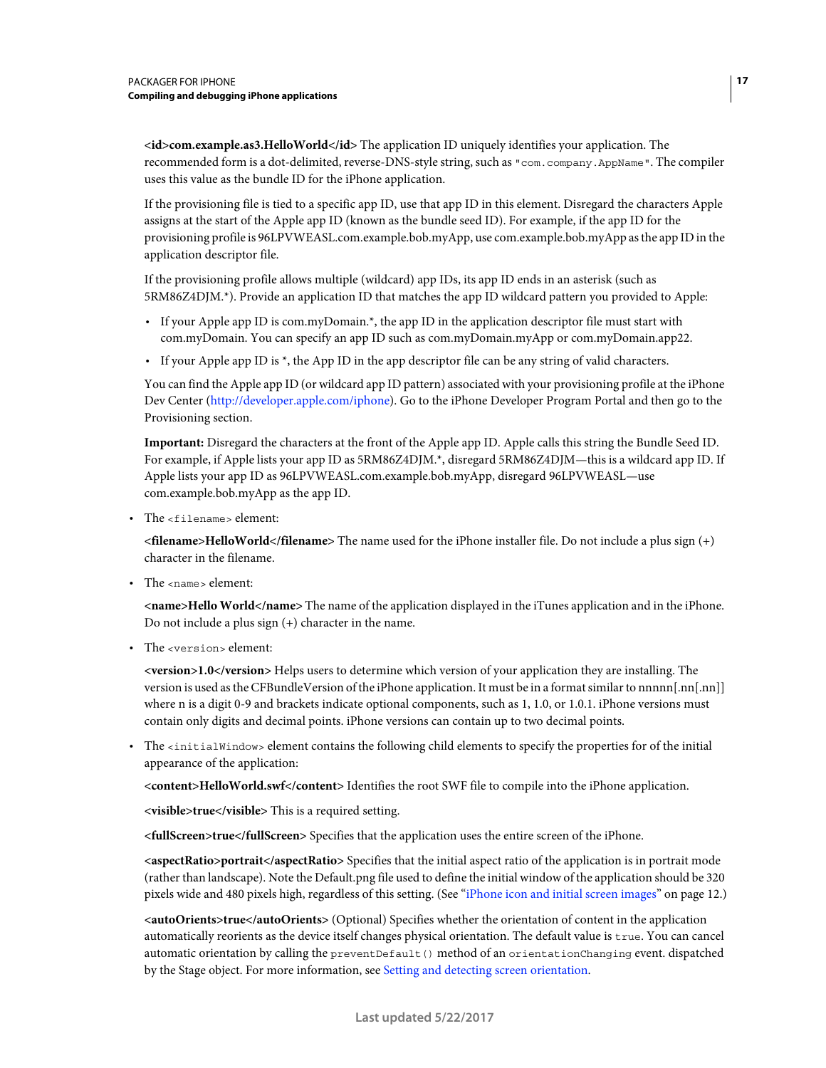**<id>com.example.as3.HelloWorld</id>** The application ID uniquely identifies your application. The recommended form is a dot-delimited, reverse-DNS-style string, such as `"com.company.AppName"`. The compiler uses this value as the bundle ID for the iPhone application.

If the provisioning file is tied to a specific app ID, use that app ID in this element. Disregard the characters Apple assigns at the start of the Apple app ID (known as the bundle seed ID). For example, if the app ID for the provisioning profile is 96LPVWEASL.com.example.bob.myApp, use com.example.bob.myApp as the app ID in the application descriptor file.

If the provisioning profile allows multiple (wildcard) app IDs, its app ID ends in an asterisk (such as 5RM86Z4DJM.*). Provide an application ID that matches the app ID wildcard pattern you provided to Apple:

- If your Apple app ID is com.myDomain.*, the app ID in the application descriptor file must start with com.myDomain. You can specify an app ID such as com.myDomain.myApp or com.myDomain.app22.
- If your Apple app ID is *, the App ID in the app descriptor file can be any string of valid characters.

You can find the Apple app ID (or wildcard app ID pattern) associated with your provisioning profile at the iPhone Dev Center (http://developer.apple.com/iphone). Go to the iPhone Developer Program Portal and then go to the Provisioning section.

**Important:** Disregard the characters at the front of the Apple app ID. Apple calls this string the Bundle Seed ID. For example, if Apple lists your app ID as 5RM86Z4DJM.*, disregard 5RM86Z4DJM—this is a wildcard app ID. If Apple lists your app ID as 96LPVWEASL.com.example.bob.myApp, disregard 96LPVWEASL—use com.example.bob.myApp as the app ID.

- The `<filename>` element:

  **<filename>HelloWorld</filename>** The name used for the iPhone installer file. Do not include a plus sign (+) character in the filename.

- The `<name>` element:

  **<name>Hello World</name>** The name of the application displayed in the iTunes application and in the iPhone. Do not include a plus sign (+) character in the name.

- The `<version>` element:

  **<version>1.0</version>** Helps users to determine which version of your application they are installing. The version is used as the CFBundleVersion of the iPhone application. It must be in a format similar to nnnnn[.nn[.nn]] where n is a digit 0-9 and brackets indicate optional components, such as 1, 1.0, or 1.0.1. iPhone versions must contain only digits and decimal points. iPhone versions can contain up to two decimal points.

- The `<initialWindow>` element contains the following child elements to specify the properties for of the initial appearance of the application:

  **<content>HelloWorld.swf</content>** Identifies the root SWF file to compile into the iPhone application.

  **<visible>true</visible>** This is a required setting.

  **<fullScreen>true</fullScreen>** Specifies that the application uses the entire screen of the iPhone.

  **<aspectRatio>portrait</aspectRatio>** Specifies that the initial aspect ratio of the application is in portrait mode (rather than landscape). Note the Default.png file used to define the initial window of the application should be 320 pixels wide and 480 pixels high, regardless of this setting. (See "iPhone icon and initial screen images" on page 12.)

  **<autoOrients>true</autoOrients>** (Optional) Specifies whether the orientation of content in the application automatically reorients as the device itself changes physical orientation. The default value is `true`. You can cancel automatic orientation by calling the `preventDefault()` method of an `orientationChanging` event. dispatched by the Stage object. For more information, see Setting and detecting screen orientation.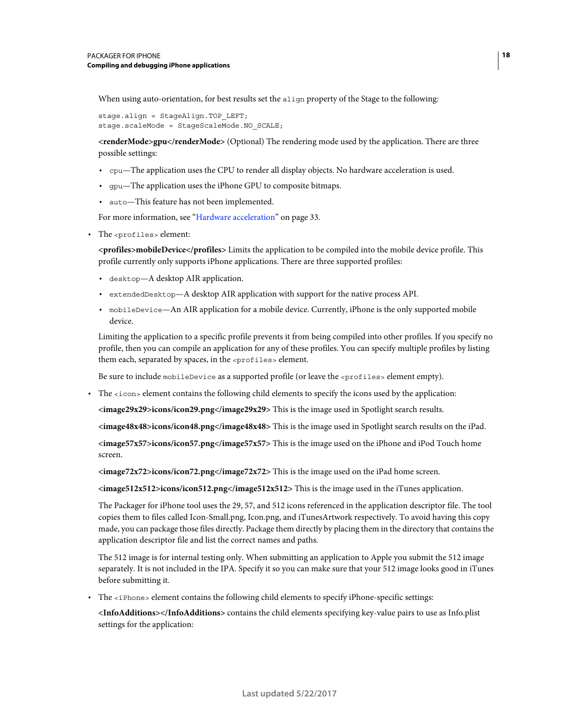When using auto-orientation, for best results set the `align` property of the Stage to the following:

```
stage.align = StageAlign.TOP_LEFT;
stage.scaleMode = StageScaleMode.NO_SCALE;
```

**<renderMode>gpu</renderMode>** (Optional) The rendering mode used by the application. There are three possible settings:

- `cpu`—The application uses the CPU to render all display objects. No hardware acceleration is used.
- `gpu`—The application uses the iPhone GPU to composite bitmaps.
- `auto`—This feature has not been implemented.

For more information, see "Hardware acceleration" on page 33.

- The `<profiles>` element:

  **<profiles>mobileDevice</profiles>** Limits the application to be compiled into the mobile device profile. This profile currently only supports iPhone applications. There are three supported profiles:

  - `desktop`—A desktop AIR application.
  - `extendedDesktop`—A desktop AIR application with support for the native process API.
  - `mobileDevice`—An AIR application for a mobile device. Currently, iPhone is the only supported mobile device.

  Limiting the application to a specific profile prevents it from being compiled into other profiles. If you specify no profile, then you can compile an application for any of these profiles. You can specify multiple profiles by listing them each, separated by spaces, in the `<profiles>` element.

  Be sure to include `mobileDevice` as a supported profile (or leave the `<profiles>` element empty).

- The `<icon>` element contains the following child elements to specify the icons used by the application:

  **<image29x29>icons/icon29.png</image29x29>** This is the image used in Spotlight search results.

  **<image48x48>icons/icon48.png</image48x48>** This is the image used in Spotlight search results on the iPad.

  **<image57x57>icons/icon57.png</image57x57>** This is the image used on the iPhone and iPod Touch home screen.

  **<image72x72>icons/icon72.png</image72x72>** This is the image used on the iPad home screen.

  **<image512x512>icons/icon512.png</image512x512>** This is the image used in the iTunes application.

  The Packager for iPhone tool uses the 29, 57, and 512 icons referenced in the application descriptor file. The tool copies them to files called Icon-Small.png, Icon.png, and iTunesArtwork respectively. To avoid having this copy made, you can package those files directly. Package them directly by placing them in the directory that contains the application descriptor file and list the correct names and paths.

  The 512 image is for internal testing only. When submitting an application to Apple you submit the 512 image separately. It is not included in the IPA. Specify it so you can make sure that your 512 image looks good in iTunes before submitting it.

- The `<iPhone>` element contains the following child elements to specify iPhone-specific settings:

  **<InfoAdditions></InfoAdditions>** contains the child elements specifying key-value pairs to use as Info.plist settings for the application: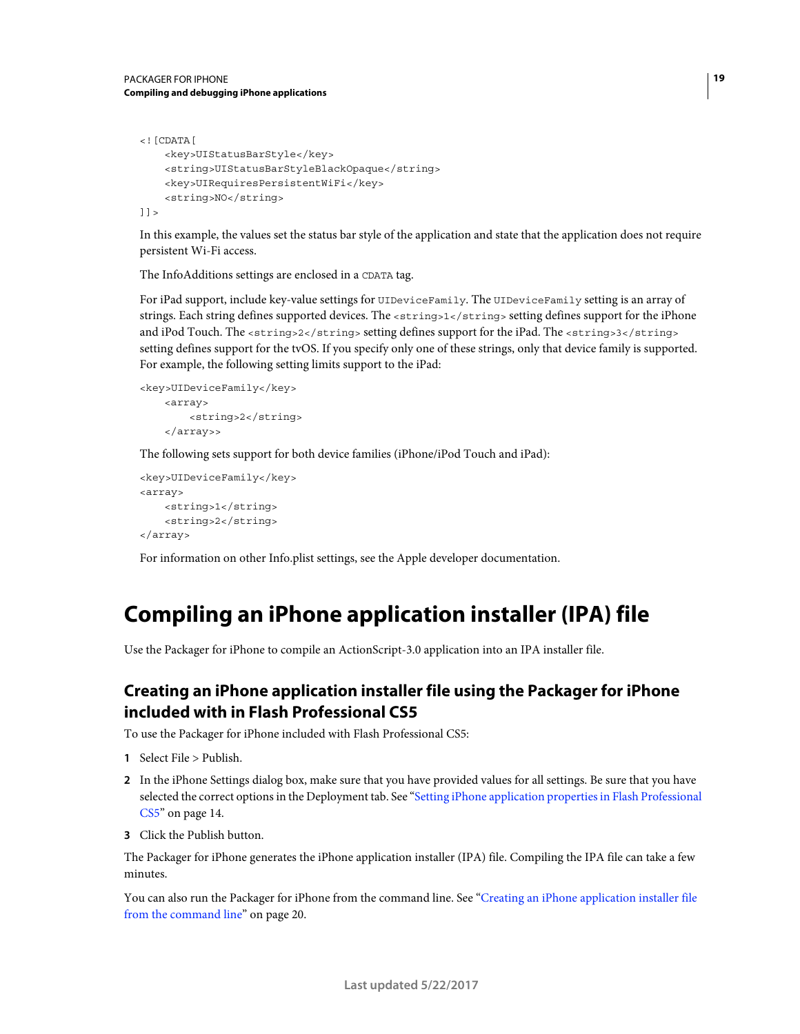```
<![CDATA[
    <key>UIStatusBarStyle</key>
    <string>UIStatusBarStyleBlackOpaque</string>
    <key>UIRequiresPersistentWiFi</key>
    <string>NO</string>
]]>
```

In this example, the values set the status bar style of the application and state that the application does not require persistent Wi-Fi access.

The InfoAdditions settings are enclosed in a `CDATA` tag.

For iPad support, include key-value settings for `UIDeviceFamily`. The `UIDeviceFamily` setting is an array of strings. Each string defines supported devices. The `<string>1</string>` setting defines support for the iPhone and iPod Touch. The `<string>2</string>` setting defines support for the iPad. The `<string>3</string>` setting defines support for the tvOS. If you specify only one of these strings, only that device family is supported. For example, the following setting limits support to the iPad:

```
<key>UIDeviceFamily</key>
    <array>
        <string>2</string>
    </array>>
```

The following sets support for both device families (iPhone/iPod Touch and iPad):

```
<key>UIDeviceFamily</key>
<array>
    <string>1</string>
    <string>2</string>
</array>
```

For information on other Info.plist settings, see the Apple developer documentation.

# Compiling an iPhone application installer (IPA) file

Use the Packager for iPhone to compile an ActionScript-3.0 application into an IPA installer file.

## Creating an iPhone application installer file using the Packager for iPhone included with in Flash Professional CS5

To use the Packager for iPhone included with Flash Professional CS5:

1. Select File > Publish.
2. In the iPhone Settings dialog box, make sure that you have provided values for all settings. Be sure that you have selected the correct options in the Deployment tab. See "Setting iPhone application properties in Flash Professional CS5" on page 14.
3. Click the Publish button.

The Packager for iPhone generates the iPhone application installer (IPA) file. Compiling the IPA file can take a few minutes.

You can also run the Packager for iPhone from the command line. See "Creating an iPhone application installer file from the command line" on page 20.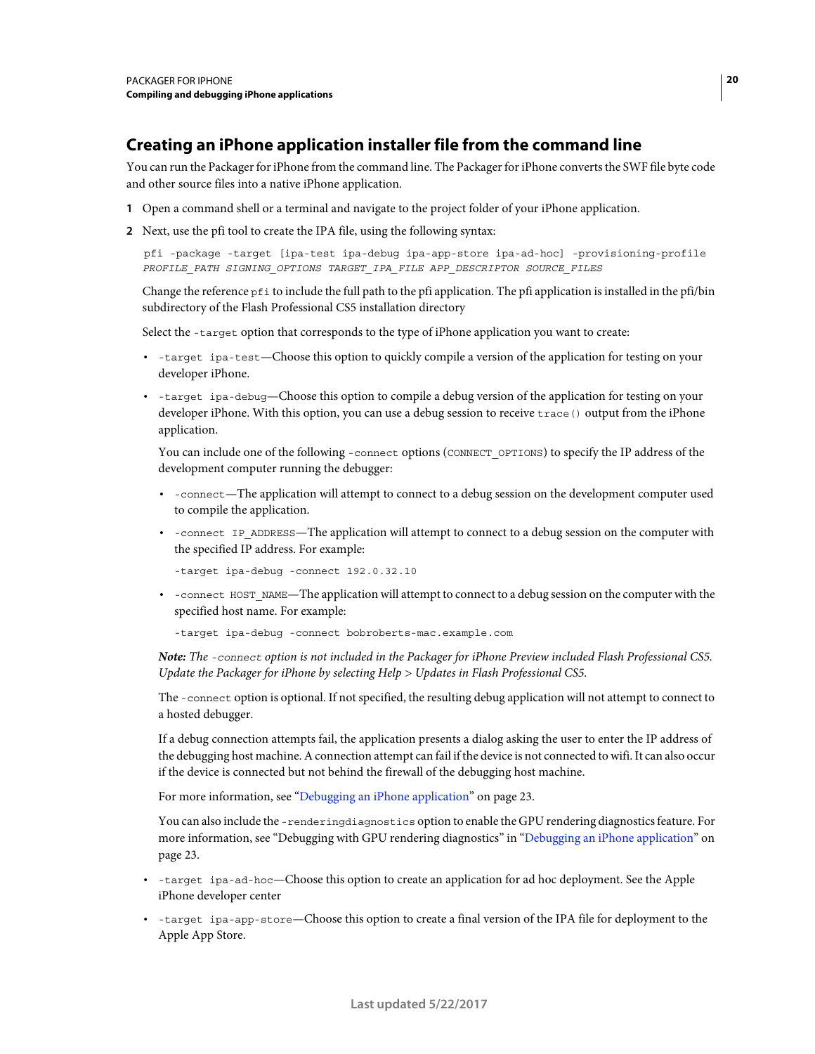## Creating an iPhone application installer file from the command line

You can run the Packager for iPhone from the command line. The Packager for iPhone converts the SWF file byte code and other source files into a native iPhone application.

1 Open a command shell or a terminal and navigate to the project folder of your iPhone application.

2 Next, use the pfi tool to create the IPA file, using the following syntax:

```
pfi -package -target [ipa-test ipa-debug ipa-app-store ipa-ad-hoc] -provisioning-profile
PROFILE_PATH SIGNING_OPTIONS TARGET_IPA_FILE APP_DESCRIPTOR SOURCE_FILES
```

Change the reference `pfi` to include the full path to the pfi application. The pfi application is installed in the pfi/bin subdirectory of the Flash Professional CS5 installation directory

Select the `-target` option that corresponds to the type of iPhone application you want to create:

- `-target ipa-test`—Choose this option to quickly compile a version of the application for testing on your developer iPhone.
- `-target ipa-debug`—Choose this option to compile a debug version of the application for testing on your developer iPhone. With this option, you can use a debug session to receive `trace()` output from the iPhone application.

  You can include one of the following `-connect` options (`CONNECT_OPTIONS`) to specify the IP address of the development computer running the debugger:

  - `-connect`—The application will attempt to connect to a debug session on the development computer used to compile the application.
  - `-connect IP_ADDRESS`—The application will attempt to connect to a debug session on the computer with the specified IP address. For example:

    ```
    -target ipa-debug -connect 192.0.32.10
    ```

  - `-connect HOST_NAME`—The application will attempt to connect to a debug session on the computer with the specified host name. For example:

    ```
    -target ipa-debug -connect bobroberts-mac.example.com
    ```

  ***Note:*** *The* `-connect` *option is not included in the Packager for iPhone Preview included Flash Professional CS5. Update the Packager for iPhone by selecting Help > Updates in Flash Professional CS5.*

  The `-connect` option is optional. If not specified, the resulting debug application will not attempt to connect to a hosted debugger.

  If a debug connection attempts fail, the application presents a dialog asking the user to enter the IP address of the debugging host machine. A connection attempt can fail if the device is not connected to wifi. It can also occur if the device is connected but not behind the firewall of the debugging host machine.

  For more information, see “Debugging an iPhone application” on page 23.

  You can also include the `-renderingdiagnostics` option to enable the GPU rendering diagnostics feature. For more information, see “Debugging with GPU rendering diagnostics” in “Debugging an iPhone application” on page 23.

- `-target ipa-ad-hoc`—Choose this option to create an application for ad hoc deployment. See the Apple iPhone developer center
- `-target ipa-app-store`—Choose this option to create a final version of the IPA file for deployment to the Apple App Store.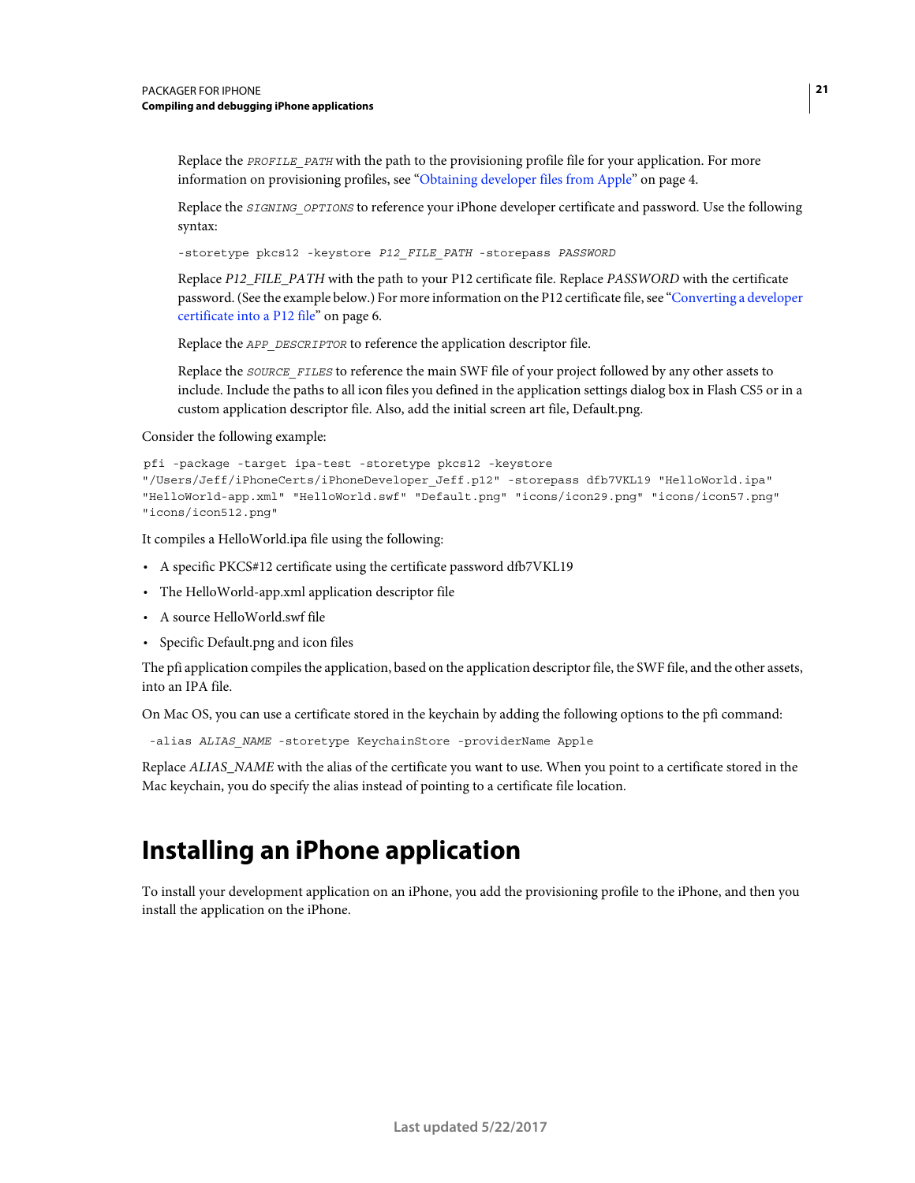Replace the *PROFILE_PATH* with the path to the provisioning profile file for your application. For more information on provisioning profiles, see "Obtaining developer files from Apple" on page 4.

Replace the *SIGNING_OPTIONS* to reference your iPhone developer certificate and password. Use the following syntax:

```
-storetype pkcs12 -keystore P12_FILE_PATH -storepass PASSWORD
```

Replace *P12_FILE_PATH* with the path to your P12 certificate file. Replace *PASSWORD* with the certificate password. (See the example below.) For more information on the P12 certificate file, see "Converting a developer certificate into a P12 file" on page 6.

Replace the *APP_DESCRIPTOR* to reference the application descriptor file.

Replace the *SOURCE_FILES* to reference the main SWF file of your project followed by any other assets to include. Include the paths to all icon files you defined in the application settings dialog box in Flash CS5 or in a custom application descriptor file. Also, add the initial screen art file, Default.png.

Consider the following example:

```
pfi -package -target ipa-test -storetype pkcs12 -keystore
"/Users/Jeff/iPhoneCerts/iPhoneDeveloper_Jeff.p12" -storepass dfb7VKL19 "HelloWorld.ipa"
"HelloWorld-app.xml" "HelloWorld.swf" "Default.png" "icons/icon29.png" "icons/icon57.png"
"icons/icon512.png"
```

It compiles a HelloWorld.ipa file using the following:

- A specific PKCS#12 certificate using the certificate password dfb7VKL19
- The HelloWorld-app.xml application descriptor file
- A source HelloWorld.swf file
- Specific Default.png and icon files

The pfi application compiles the application, based on the application descriptor file, the SWF file, and the other assets, into an IPA file.

On Mac OS, you can use a certificate stored in the keychain by adding the following options to the pfi command:

```
-alias ALIAS_NAME -storetype KeychainStore -providerName Apple
```

Replace *ALIAS_NAME* with the alias of the certificate you want to use. When you point to a certificate stored in the Mac keychain, you do specify the alias instead of pointing to a certificate file location.

## Installing an iPhone application

To install your development application on an iPhone, you add the provisioning profile to the iPhone, and then you install the application on the iPhone.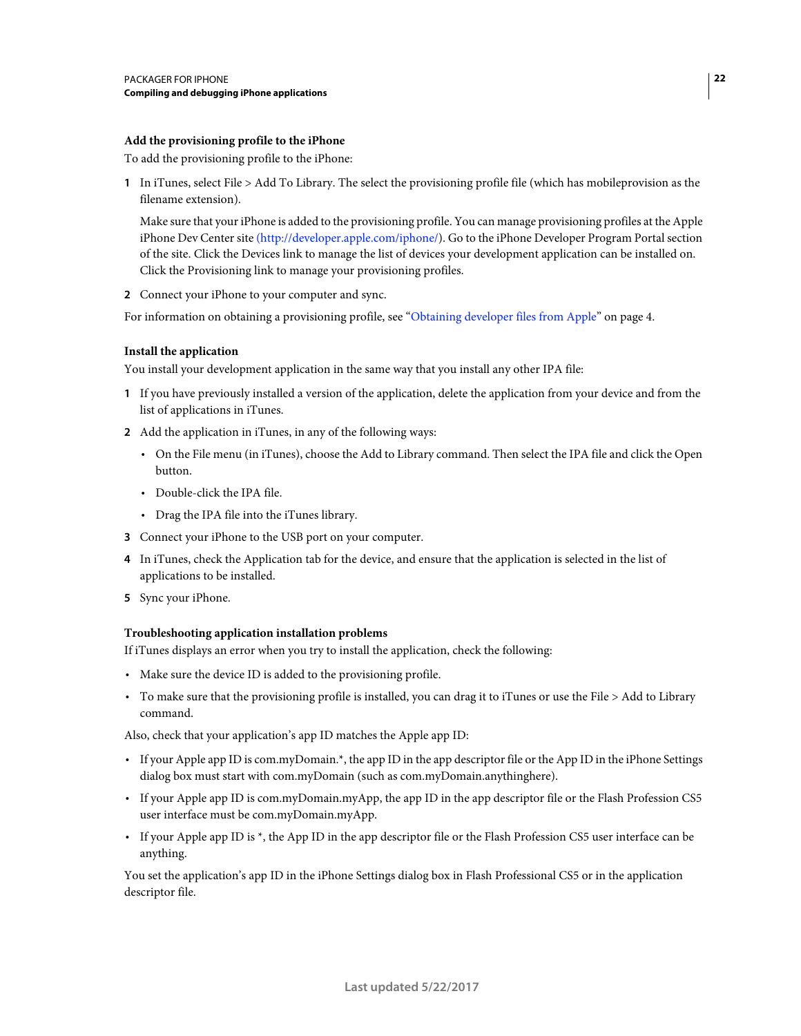### Add the provisioning profile to the iPhone

To add the provisioning profile to the iPhone:

1. In iTunes, select File > Add To Library. The select the provisioning profile file (which has mobileprovision as the filename extension).

   Make sure that your iPhone is added to the provisioning profile. You can manage provisioning profiles at the Apple iPhone Dev Center site (http://developer.apple.com/iphone/). Go to the iPhone Developer Program Portal section of the site. Click the Devices link to manage the list of devices your development application can be installed on. Click the Provisioning link to manage your provisioning profiles.

2. Connect your iPhone to your computer and sync.

For information on obtaining a provisioning profile, see "Obtaining developer files from Apple" on page 4.

### Install the application

You install your development application in the same way that you install any other IPA file:

1. If you have previously installed a version of the application, delete the application from your device and from the list of applications in iTunes.
2. Add the application in iTunes, in any of the following ways:
   - On the File menu (in iTunes), choose the Add to Library command. Then select the IPA file and click the Open button.
   - Double-click the IPA file.
   - Drag the IPA file into the iTunes library.
3. Connect your iPhone to the USB port on your computer.
4. In iTunes, check the Application tab for the device, and ensure that the application is selected in the list of applications to be installed.
5. Sync your iPhone.

### Troubleshooting application installation problems

If iTunes displays an error when you try to install the application, check the following:

- Make sure the device ID is added to the provisioning profile.
- To make sure that the provisioning profile is installed, you can drag it to iTunes or use the File > Add to Library command.

Also, check that your application's app ID matches the Apple app ID:

- If your Apple app ID is com.myDomain.*, the app ID in the app descriptor file or the App ID in the iPhone Settings dialog box must start with com.myDomain (such as com.myDomain.anythinghere).
- If your Apple app ID is com.myDomain.myApp, the app ID in the app descriptor file or the Flash Profession CS5 user interface must be com.myDomain.myApp.
- If your Apple app ID is *, the App ID in the app descriptor file or the Flash Profession CS5 user interface can be anything.

You set the application's app ID in the iPhone Settings dialog box in Flash Professional CS5 or in the application descriptor file.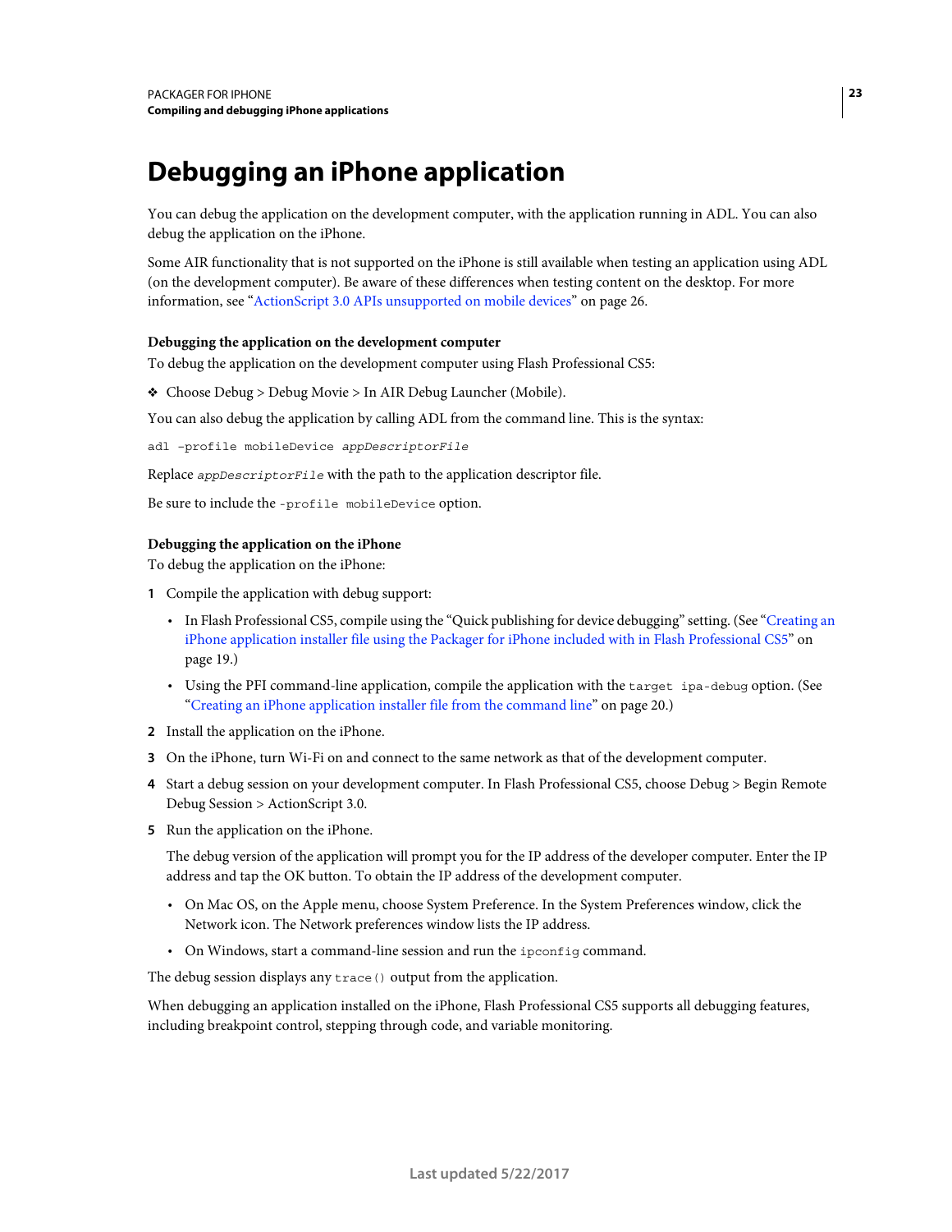# Debugging an iPhone application

You can debug the application on the development computer, with the application running in ADL. You can also debug the application on the iPhone.

Some AIR functionality that is not supported on the iPhone is still available when testing an application using ADL (on the development computer). Be aware of these differences when testing content on the desktop. For more information, see "ActionScript 3.0 APIs unsupported on mobile devices" on page 26.

**Debugging the application on the development computer**

To debug the application on the development computer using Flash Professional CS5:

❖ Choose Debug > Debug Movie > In AIR Debug Launcher (Mobile).

You can also debug the application by calling ADL from the command line. This is the syntax:

```
adl -profile mobileDevice appDescriptorFile
```

Replace `appDescriptorFile` with the path to the application descriptor file.

Be sure to include the `-profile mobileDevice` option.

**Debugging the application on the iPhone**

To debug the application on the iPhone:

1. Compile the application with debug support:
   - In Flash Professional CS5, compile using the "Quick publishing for device debugging" setting. (See "Creating an iPhone application installer file using the Packager for iPhone included with in Flash Professional CS5" on page 19.)
   - Using the PFI command-line application, compile the application with the `target ipa-debug` option. (See "Creating an iPhone application installer file from the command line" on page 20.)
2. Install the application on the iPhone.
3. On the iPhone, turn Wi-Fi on and connect to the same network as that of the development computer.
4. Start a debug session on your development computer. In Flash Professional CS5, choose Debug > Begin Remote Debug Session > ActionScript 3.0.
5. Run the application on the iPhone.

   The debug version of the application will prompt you for the IP address of the developer computer. Enter the IP address and tap the OK button. To obtain the IP address of the development computer.

   - On Mac OS, on the Apple menu, choose System Preference. In the System Preferences window, click the Network icon. The Network preferences window lists the IP address.
   - On Windows, start a command-line session and run the `ipconfig` command.

The debug session displays any `trace()` output from the application.

When debugging an application installed on the iPhone, Flash Professional CS5 supports all debugging features, including breakpoint control, stepping through code, and variable monitoring.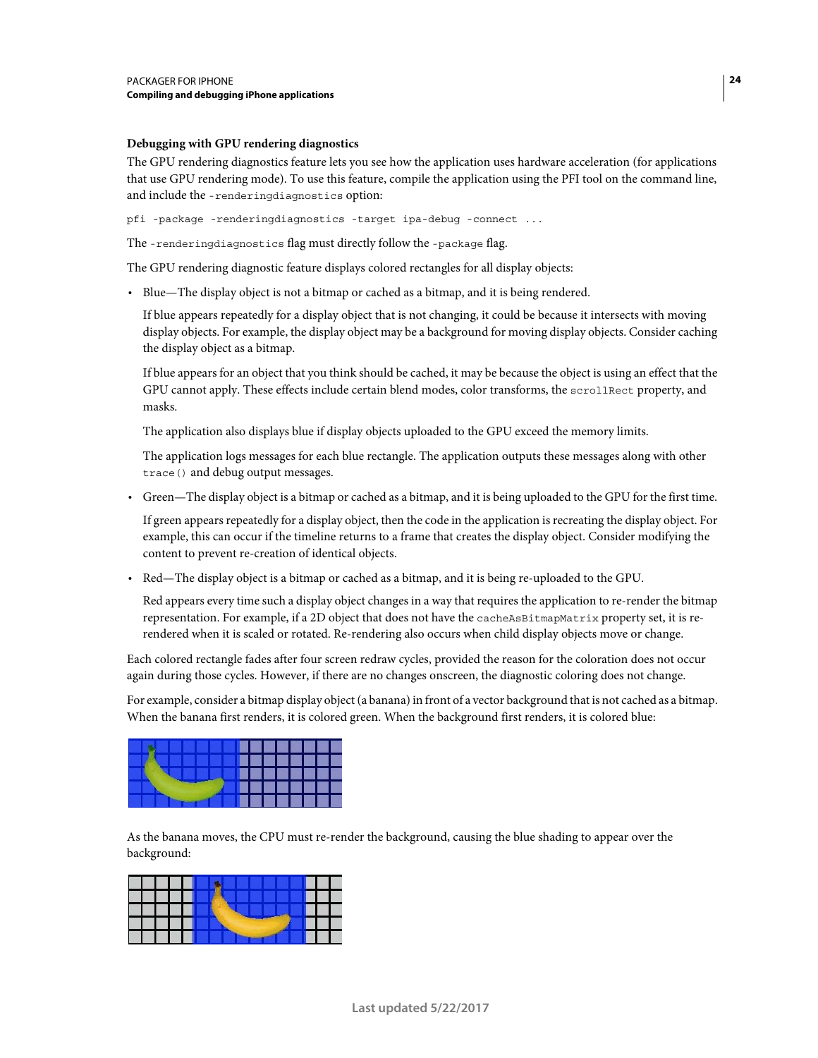### Debugging with GPU rendering diagnostics

The GPU rendering diagnostics feature lets you see how the application uses hardware acceleration (for applications that use GPU rendering mode). To use this feature, compile the application using the PFI tool on the command line, and include the `-renderingdiagnostics` option:

```
pfi -package -renderingdiagnostics -target ipa-debug -connect ...
```

The `-renderingdiagnostics` flag must directly follow the `-package` flag.

The GPU rendering diagnostic feature displays colored rectangles for all display objects:

- Blue—The display object is not a bitmap or cached as a bitmap, and it is being rendered.

  If blue appears repeatedly for a display object that is not changing, it could be because it intersects with moving display objects. For example, the display object may be a background for moving display objects. Consider caching the display object as a bitmap.

  If blue appears for an object that you think should be cached, it may be because the object is using an effect that the GPU cannot apply. These effects include certain blend modes, color transforms, the `scrollRect` property, and masks.

  The application also displays blue if display objects uploaded to the GPU exceed the memory limits.

  The application logs messages for each blue rectangle. The application outputs these messages along with other `trace()` and debug output messages.

- Green—The display object is a bitmap or cached as a bitmap, and it is being uploaded to the GPU for the first time.

  If green appears repeatedly for a display object, then the code in the application is recreating the display object. For example, this can occur if the timeline returns to a frame that creates the display object. Consider modifying the content to prevent re-creation of identical objects.

- Red—The display object is a bitmap or cached as a bitmap, and it is being re-uploaded to the GPU.

  Red appears every time such a display object changes in a way that requires the application to re-render the bitmap representation. For example, if a 2D object that does not have the `cacheAsBitmapMatrix` property set, it is re-rendered when it is scaled or rotated. Re-rendering also occurs when child display objects move or change.

Each colored rectangle fades after four screen redraw cycles, provided the reason for the coloration does not occur again during those cycles. However, if there are no changes onscreen, the diagnostic coloring does not change.

For example, consider a bitmap display object (a banana) in front of a vector background that is not cached as a bitmap. When the banana first renders, it is colored green. When the background first renders, it is colored blue:

As the banana moves, the CPU must re-render the background, causing the blue shading to appear over the background: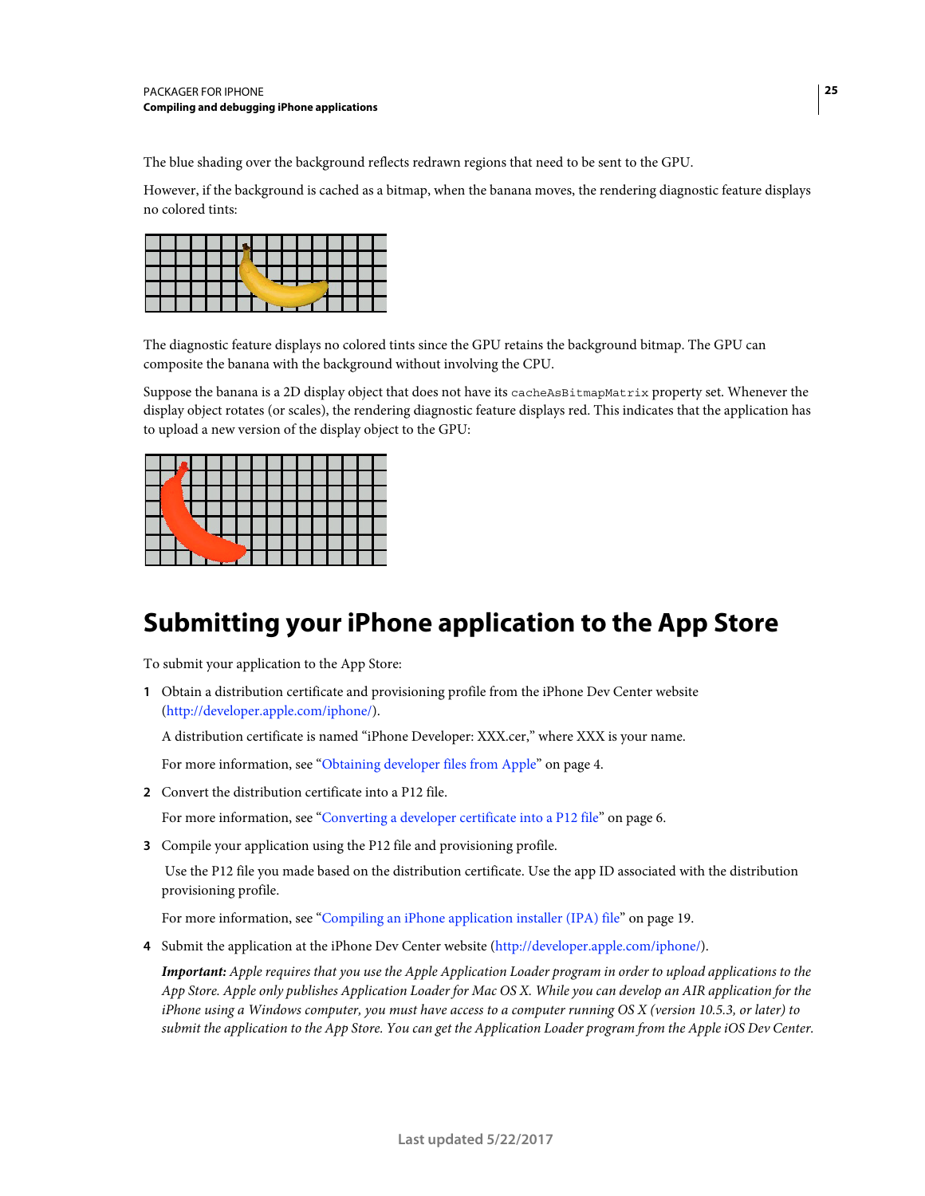The blue shading over the background reflects redrawn regions that need to be sent to the GPU.

However, if the background is cached as a bitmap, when the banana moves, the rendering diagnostic feature displays no colored tints:

The diagnostic feature displays no colored tints since the GPU retains the background bitmap. The GPU can composite the banana with the background without involving the CPU.

Suppose the banana is a 2D display object that does not have its `cacheAsBitmapMatrix` property set. Whenever the display object rotates (or scales), the rendering diagnostic feature displays red. This indicates that the application has to upload a new version of the display object to the GPU:

# Submitting your iPhone application to the App Store

To submit your application to the App Store:

1 Obtain a distribution certificate and provisioning profile from the iPhone Dev Center website (http://developer.apple.com/iphone/).

   A distribution certificate is named “iPhone Developer: XXX.cer,” where XXX is your name.

   For more information, see “Obtaining developer files from Apple” on page 4.

2 Convert the distribution certificate into a P12 file.

   For more information, see “Converting a developer certificate into a P12 file” on page 6.

3 Compile your application using the P12 file and provisioning profile.

   Use the P12 file you made based on the distribution certificate. Use the app ID associated with the distribution provisioning profile.

   For more information, see “Compiling an iPhone application installer (IPA) file” on page 19.

4 Submit the application at the iPhone Dev Center website (http://developer.apple.com/iphone/).

   ***Important:*** *Apple requires that you use the Apple Application Loader program in order to upload applications to the App Store. Apple only publishes Application Loader for Mac OS X. While you can develop an AIR application for the iPhone using a Windows computer, you must have access to a computer running OS X (version 10.5.3, or later) to submit the application to the App Store. You can get the Application Loader program from the Apple iOS Dev Center.*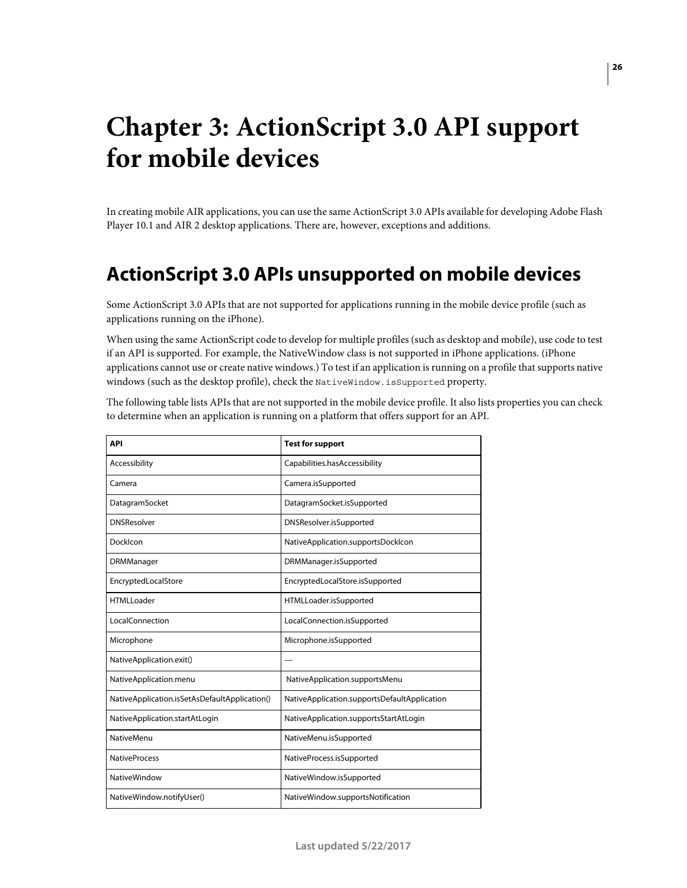# Chapter 3: ActionScript 3.0 API support for mobile devices

In creating mobile AIR applications, you can use the same ActionScript 3.0 APIs available for developing Adobe Flash Player 10.1 and AIR 2 desktop applications. There are, however, exceptions and additions.

## ActionScript 3.0 APIs unsupported on mobile devices

Some ActionScript 3.0 APIs that are not supported for applications running in the mobile device profile (such as applications running on the iPhone).

When using the same ActionScript code to develop for multiple profiles (such as desktop and mobile), use code to test if an API is supported. For example, the NativeWindow class is not supported in iPhone applications. (iPhone applications cannot use or create native windows.) To test if an application is running on a profile that supports native windows (such as the desktop profile), check the `NativeWindow.isSupported` property.

The following table lists APIs that are not supported in the mobile device profile. It also lists properties you can check to determine when an application is running on a platform that offers support for an API.

| API | Test for support |
| --- | --- |
| Accessibility | Capabilities.hasAccessibility |
| Camera | Camera.isSupported |
| DatagramSocket | DatagramSocket.isSupported |
| DNSResolver | DNSResolver.isSupported |
| DockIcon | NativeApplication.supportsDockIcon |
| DRMManager | DRMManager.isSupported |
| EncryptedLocalStore | EncryptedLocalStore.isSupported |
| HTMLLoader | HTMLLoader.isSupported |
| LocalConnection | LocalConnection.isSupported |
| Microphone | Microphone.isSupported |
| NativeApplication.exit() | — |
| NativeApplication.menu | NativeApplication.supportsMenu |
| NativeApplication.isSetAsDefaultApplication() | NativeApplication.supportsDefaultApplication |
| NativeApplication.startAtLogin | NativeApplication.supportsStartAtLogin |
| NativeMenu | NativeMenu.isSupported |
| NativeProcess | NativeProcess.isSupported |
| NativeWindow | NativeWindow.isSupported |
| NativeWindow.notifyUser() | NativeWindow.supportsNotification |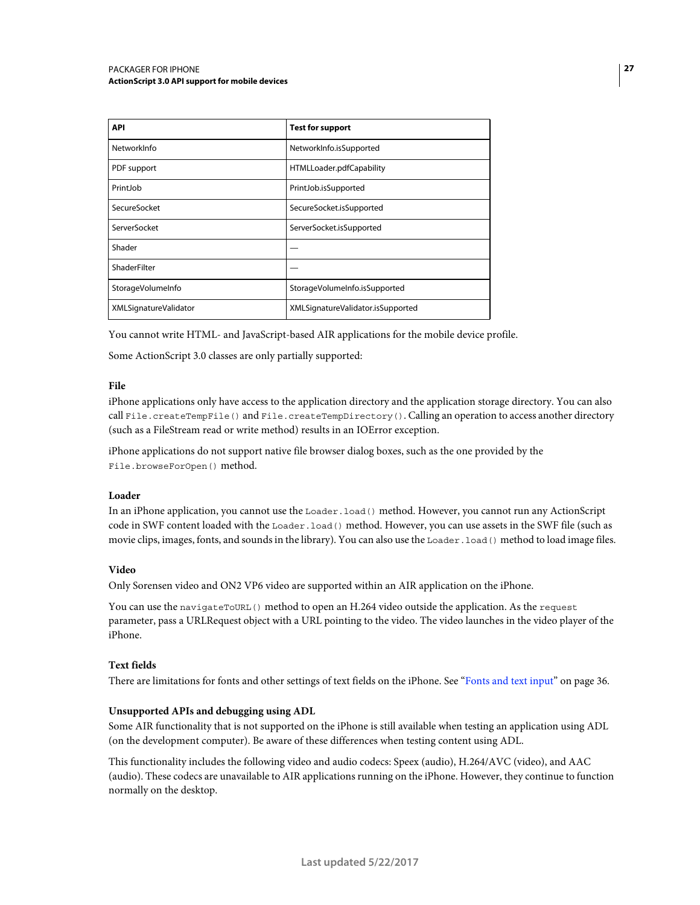| API | Test for support |
| --- | --- |
| NetworkInfo | NetworkInfo.isSupported |
| PDF support | HTMLLoader.pdfCapability |
| PrintJob | PrintJob.isSupported |
| SecureSocket | SecureSocket.isSupported |
| ServerSocket | ServerSocket.isSupported |
| Shader | — |
| ShaderFilter | — |
| StorageVolumeInfo | StorageVolumeInfo.isSupported |
| XMLSignatureValidator | XMLSignatureValidator.isSupported |

You cannot write HTML- and JavaScript-based AIR applications for the mobile device profile.

Some ActionScript 3.0 classes are only partially supported:

#### File

iPhone applications only have access to the application directory and the application storage directory. You can also call `File.createTempFile()` and `File.createTempDirectory()`. Calling an operation to access another directory (such as a FileStream read or write method) results in an IOError exception.

iPhone applications do not support native file browser dialog boxes, such as the one provided by the `File.browseForOpen()` method.

#### Loader

In an iPhone application, you cannot use the `Loader.load()` method. However, you cannot run any ActionScript code in SWF content loaded with the `Loader.load()` method. However, you can use assets in the SWF file (such as movie clips, images, fonts, and sounds in the library). You can also use the `Loader.load()` method to load image files.

#### Video

Only Sorensen video and ON2 VP6 video are supported within an AIR application on the iPhone.

You can use the `navigateToURL()` method to open an H.264 video outside the application. As the `request` parameter, pass a URLRequest object with a URL pointing to the video. The video launches in the video player of the iPhone.

#### Text fields

There are limitations for fonts and other settings of text fields on the iPhone. See "Fonts and text input" on page 36.

#### Unsupported APIs and debugging using ADL

Some AIR functionality that is not supported on the iPhone is still available when testing an application using ADL (on the development computer). Be aware of these differences when testing content using ADL.

This functionality includes the following video and audio codecs: Speex (audio), H.264/AVC (video), and AAC (audio). These codecs are unavailable to AIR applications running on the iPhone. However, they continue to function normally on the desktop.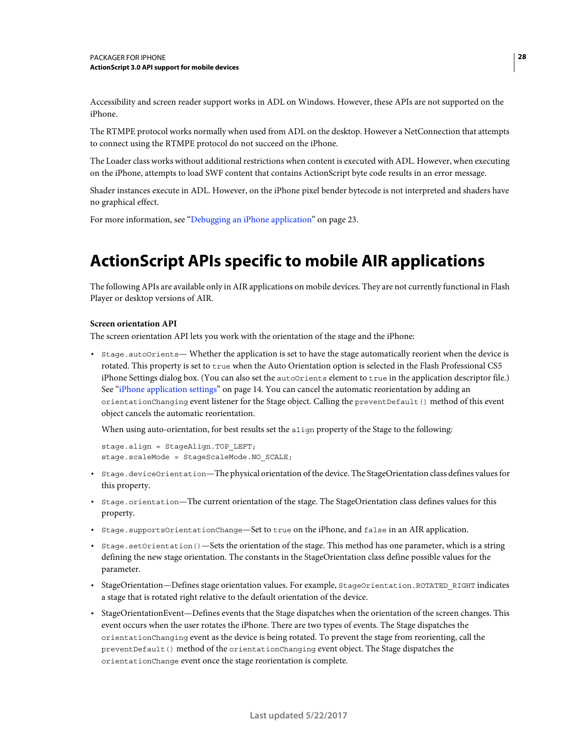Accessibility and screen reader support works in ADL on Windows. However, these APIs are not supported on the iPhone.

The RTMPE protocol works normally when used from ADL on the desktop. However a NetConnection that attempts to connect using the RTMPE protocol do not succeed on the iPhone.

The Loader class works without additional restrictions when content is executed with ADL. However, when executing on the iPhone, attempts to load SWF content that contains ActionScript byte code results in an error message.

Shader instances execute in ADL. However, on the iPhone pixel bender bytecode is not interpreted and shaders have no graphical effect.

For more information, see "Debugging an iPhone application" on page 23.

# ActionScript APIs specific to mobile AIR applications

The following APIs are available only in AIR applications on mobile devices. They are not currently functional in Flash Player or desktop versions of AIR.

**Screen orientation API**

The screen orientation API lets you work with the orientation of the stage and the iPhone:

- `Stage.autoOrients`— Whether the application is set to have the stage automatically reorient when the device is rotated. This property is set to `true` when the Auto Orientation option is selected in the Flash Professional CS5 iPhone Settings dialog box. (You can also set the `autoOrients` element to `true` in the application descriptor file.) See "iPhone application settings" on page 14. You can cancel the automatic reorientation by adding an `orientationChanging` event listener for the Stage object. Calling the `preventDefault()` method of this event object cancels the automatic reorientation.

  When using auto-orientation, for best results set the `align` property of the Stage to the following:

  ```
  stage.align = StageAlign.TOP_LEFT;
  stage.scaleMode = StageScaleMode.NO_SCALE;
  ```

- `Stage.deviceOrientation`—The physical orientation of the device. The StageOrientation class defines values for this property.
- `Stage.orientation`—The current orientation of the stage. The StageOrientation class defines values for this property.
- `Stage.supportsOrientationChange`—Set to `true` on the iPhone, and `false` in an AIR application.
- `Stage.setOrientation()`—Sets the orientation of the stage. This method has one parameter, which is a string defining the new stage orientation. The constants in the StageOrientation class define possible values for the parameter.
- StageOrientation—Defines stage orientation values. For example, `StageOrientation.ROTATED_RIGHT` indicates a stage that is rotated right relative to the default orientation of the device.
- StageOrientationEvent—Defines events that the Stage dispatches when the orientation of the screen changes. This event occurs when the user rotates the iPhone. There are two types of events. The Stage dispatches the `orientationChanging` event as the device is being rotated. To prevent the stage from reorienting, call the `preventDefault()` method of the `orientationChanging` event object. The Stage dispatches the `orientationChange` event once the stage reorientation is complete.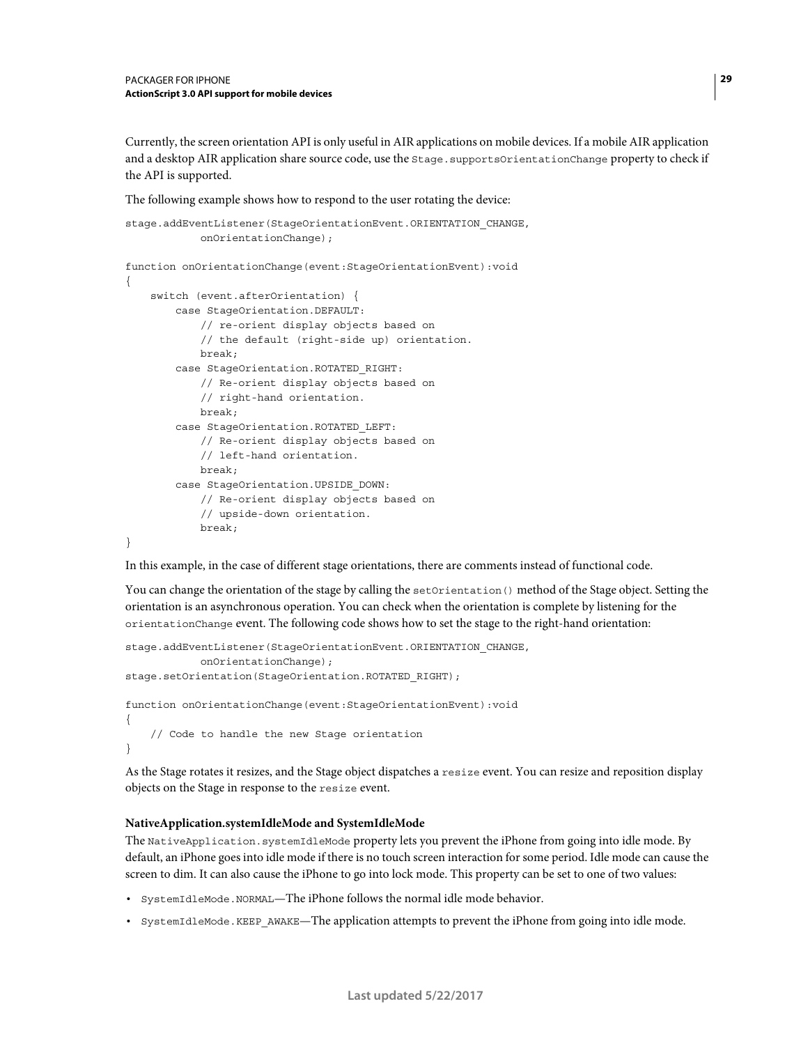Currently, the screen orientation API is only useful in AIR applications on mobile devices. If a mobile AIR application and a desktop AIR application share source code, use the `Stage.supportsOrientationChange` property to check if the API is supported.

The following example shows how to respond to the user rotating the device:

```
stage.addEventListener(StageOrientationEvent.ORIENTATION_CHANGE,
            onOrientationChange);

function onOrientationChange(event:StageOrientationEvent):void
{
    switch (event.afterOrientation) {
        case StageOrientation.DEFAULT:
            // re-orient display objects based on
            // the default (right-side up) orientation.
            break;
        case StageOrientation.ROTATED_RIGHT:
            // Re-orient display objects based on
            // right-hand orientation.
            break;
        case StageOrientation.ROTATED_LEFT:
            // Re-orient display objects based on
            // left-hand orientation.
            break;
        case StageOrientation.UPSIDE_DOWN:
            // Re-orient display objects based on
            // upside-down orientation.
            break;
}
```

In this example, in the case of different stage orientations, there are comments instead of functional code.

You can change the orientation of the stage by calling the `setOrientation()` method of the Stage object. Setting the orientation is an asynchronous operation. You can check when the orientation is complete by listening for the `orientationChange` event. The following code shows how to set the stage to the right-hand orientation:

```
stage.addEventListener(StageOrientationEvent.ORIENTATION_CHANGE,
            onOrientationChange);
stage.setOrientation(StageOrientation.ROTATED_RIGHT);

function onOrientationChange(event:StageOrientationEvent):void
{
    // Code to handle the new Stage orientation
}
```

As the Stage rotates it resizes, and the Stage object dispatches a `resize` event. You can resize and reposition display objects on the Stage in response to the `resize` event.

#### NativeApplication.systemIdleMode and SystemIdleMode

The `NativeApplication.systemIdleMode` property lets you prevent the iPhone from going into idle mode. By default, an iPhone goes into idle mode if there is no touch screen interaction for some period. Idle mode can cause the screen to dim. It can also cause the iPhone to go into lock mode. This property can be set to one of two values:

- `SystemIdleMode.NORMAL`—The iPhone follows the normal idle mode behavior.
- `SystemIdleMode.KEEP_AWAKE`—The application attempts to prevent the iPhone from going into idle mode.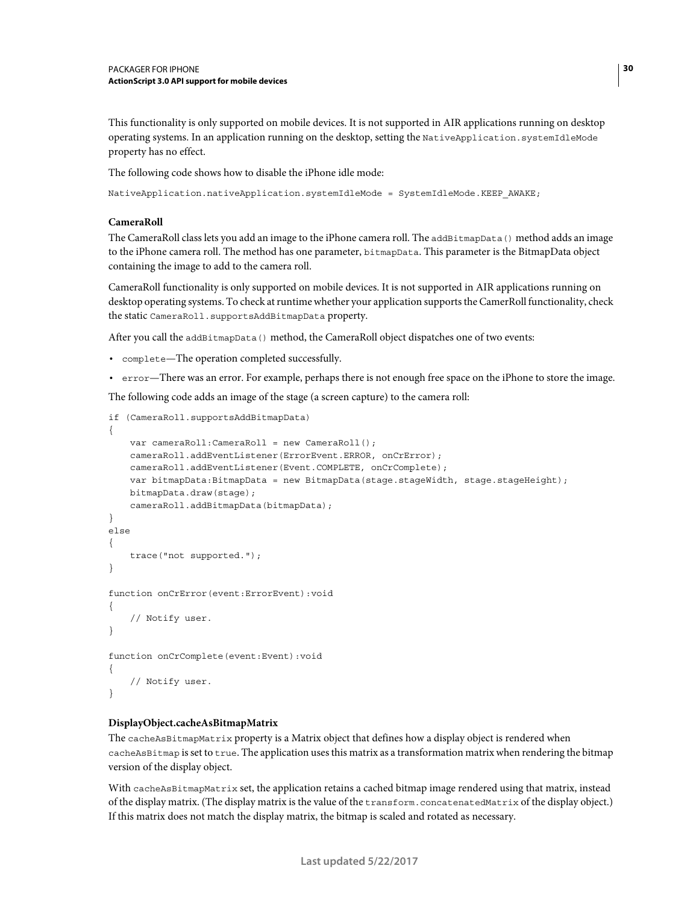This functionality is only supported on mobile devices. It is not supported in AIR applications running on desktop operating systems. In an application running on the desktop, setting the `NativeApplication.systemIdleMode` property has no effect.

The following code shows how to disable the iPhone idle mode:

```
NativeApplication.nativeApplication.systemIdleMode = SystemIdleMode.KEEP_AWAKE;
```

### CameraRoll

The CameraRoll class lets you add an image to the iPhone camera roll. The `addBitmapData()` method adds an image to the iPhone camera roll. The method has one parameter, `bitmapData`. This parameter is the BitmapData object containing the image to add to the camera roll.

CameraRoll functionality is only supported on mobile devices. It is not supported in AIR applications running on desktop operating systems. To check at runtime whether your application supports the CamerRoll functionality, check the static `CameraRoll.supportsAddBitmapData` property.

After you call the `addBitmapData()` method, the CameraRoll object dispatches one of two events:

- `complete`—The operation completed successfully.
- `error`—There was an error. For example, perhaps there is not enough free space on the iPhone to store the image.

The following code adds an image of the stage (a screen capture) to the camera roll:

```
if (CameraRoll.supportsAddBitmapData)
{
    var cameraRoll:CameraRoll = new CameraRoll();
    cameraRoll.addEventListener(ErrorEvent.ERROR, onCrError);
    cameraRoll.addEventListener(Event.COMPLETE, onCrComplete);
    var bitmapData:BitmapData = new BitmapData(stage.stageWidth, stage.stageHeight);
    bitmapData.draw(stage);
    cameraRoll.addBitmapData(bitmapData);
}
else
{
    trace("not supported.");
}

function onCrError(event:ErrorEvent):void
{
    // Notify user.
}

function onCrComplete(event:Event):void
{
    // Notify user.
}
```

### DisplayObject.cacheAsBitmapMatrix

The `cacheAsBitmapMatrix` property is a Matrix object that defines how a display object is rendered when `cacheAsBitmap` is set to `true`. The application uses this matrix as a transformation matrix when rendering the bitmap version of the display object.

With `cacheAsBitmapMatrix` set, the application retains a cached bitmap image rendered using that matrix, instead of the display matrix. (The display matrix is the value of the `transform.concatenatedMatrix` of the display object.) If this matrix does not match the display matrix, the bitmap is scaled and rotated as necessary.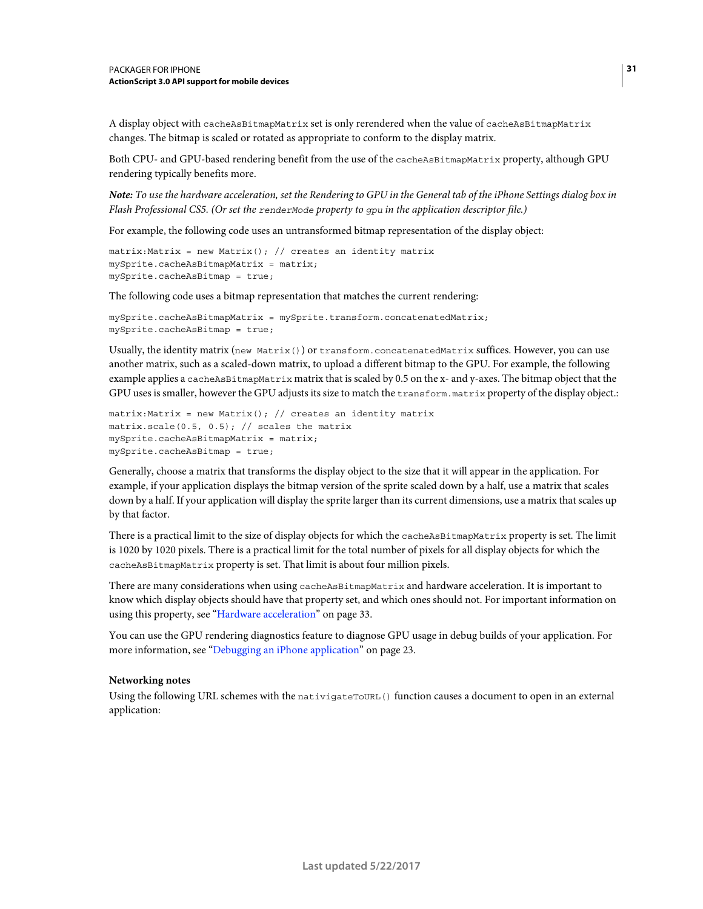A display object with `cacheAsBitmapMatrix` set is only rerendered when the value of `cacheAsBitmapMatrix` changes. The bitmap is scaled or rotated as appropriate to conform to the display matrix.

Both CPU- and GPU-based rendering benefit from the use of the `cacheAsBitmapMatrix` property, although GPU rendering typically benefits more.

***Note:*** *To use the hardware acceleration, set the Rendering to GPU in the General tab of the iPhone Settings dialog box in Flash Professional CS5. (Or set the* `renderMode` *property to* `gpu` *in the application descriptor file.)*

For example, the following code uses an untransformed bitmap representation of the display object:

```
matrix:Matrix = new Matrix(); // creates an identity matrix
mySprite.cacheAsBitmapMatrix = matrix;
mySprite.cacheAsBitmap = true;
```

The following code uses a bitmap representation that matches the current rendering:

```
mySprite.cacheAsBitmapMatrix = mySprite.transform.concatenatedMatrix;
mySprite.cacheAsBitmap = true;
```

Usually, the identity matrix (`new Matrix()`) or `transform.concatenatedMatrix` suffices. However, you can use another matrix, such as a scaled-down matrix, to upload a different bitmap to the GPU. For example, the following example applies a `cacheAsBitmapMatrix` matrix that is scaled by 0.5 on the x- and y-axes. The bitmap object that the GPU uses is smaller, however the GPU adjusts its size to match the `transform.matrix` property of the display object.:

```
matrix:Matrix = new Matrix(); // creates an identity matrix
matrix.scale(0.5, 0.5); // scales the matrix
mySprite.cacheAsBitmapMatrix = matrix;
mySprite.cacheAsBitmap = true;
```

Generally, choose a matrix that transforms the display object to the size that it will appear in the application. For example, if your application displays the bitmap version of the sprite scaled down by a half, use a matrix that scales down by a half. If your application will display the sprite larger than its current dimensions, use a matrix that scales up by that factor.

There is a practical limit to the size of display objects for which the `cacheAsBitmapMatrix` property is set. The limit is 1020 by 1020 pixels. There is a practical limit for the total number of pixels for all display objects for which the `cacheAsBitmapMatrix` property is set. That limit is about four million pixels.

There are many considerations when using `cacheAsBitmapMatrix` and hardware acceleration. It is important to know which display objects should have that property set, and which ones should not. For important information on using this property, see “Hardware acceleration” on page 33.

You can use the GPU rendering diagnostics feature to diagnose GPU usage in debug builds of your application. For more information, see “Debugging an iPhone application” on page 23.

#### Networking notes

Using the following URL schemes with the `nativigateToURL()` function causes a document to open in an external application: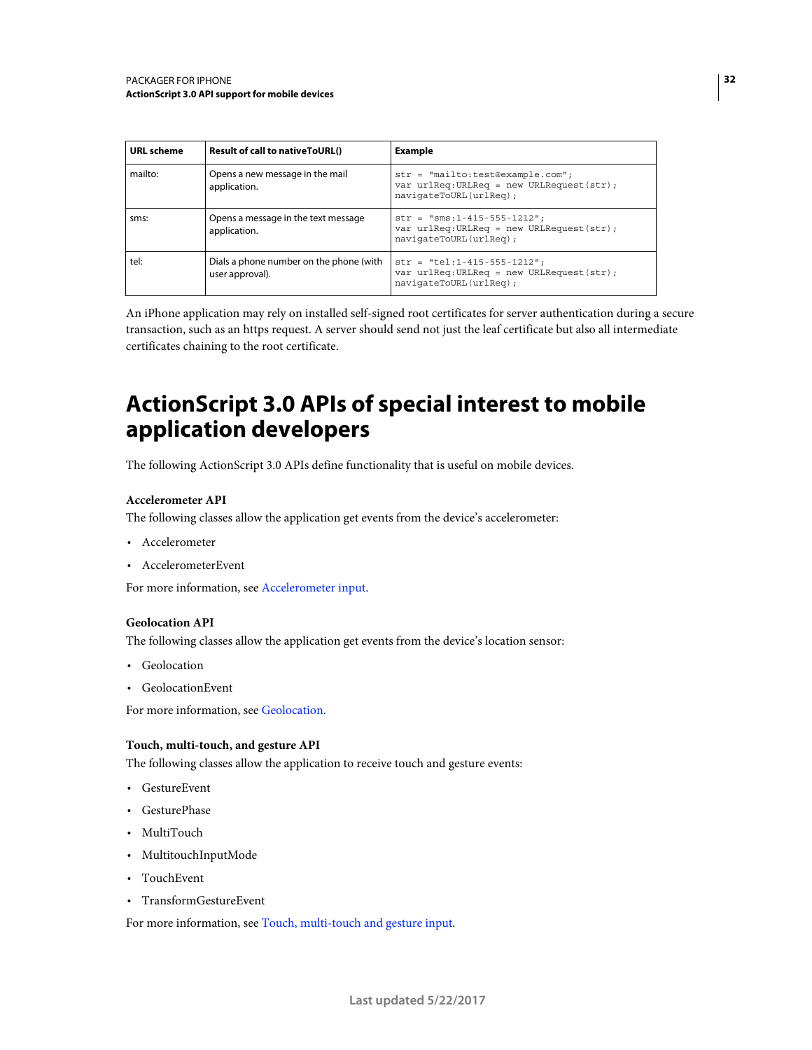| URL scheme | Result of call to nativeToURL() | Example |
| --- | --- | --- |
| mailto: | Opens a new message in the mail application. | `str = "mailto:test@example.com";` `var urlReq:URLReq = new URLRequest(str);` `navigateToURL(urlReq);` |
| sms: | Opens a message in the text message application. | `str = "sms:1-415-555-1212";` `var urlReq:URLReq = new URLRequest(str);` `navigateToURL(urlReq);` |
| tel: | Dials a phone number on the phone (with user approval). | `str = "tel:1-415-555-1212";` `var urlReq:URLReq = new URLRequest(str);` `navigateToURL(urlReq);` |

An iPhone application may rely on installed self-signed root certificates for server authentication during a secure transaction, such as an https request. A server should send not just the leaf certificate but also all intermediate certificates chaining to the root certificate.

# ActionScript 3.0 APIs of special interest to mobile application developers

The following ActionScript 3.0 APIs define functionality that is useful on mobile devices.

### Accelerometer API

The following classes allow the application get events from the device's accelerometer:

- Accelerometer
- AccelerometerEvent

For more information, see Accelerometer input.

### Geolocation API

The following classes allow the application get events from the device's location sensor:

- Geolocation
- GeolocationEvent

For more information, see Geolocation.

### Touch, multi-touch, and gesture API

The following classes allow the application to receive touch and gesture events:

- GestureEvent
- GesturePhase
- MultiTouch
- MultitouchInputMode
- TouchEvent
- TransformGestureEvent

For more information, see Touch, multi-touch and gesture input.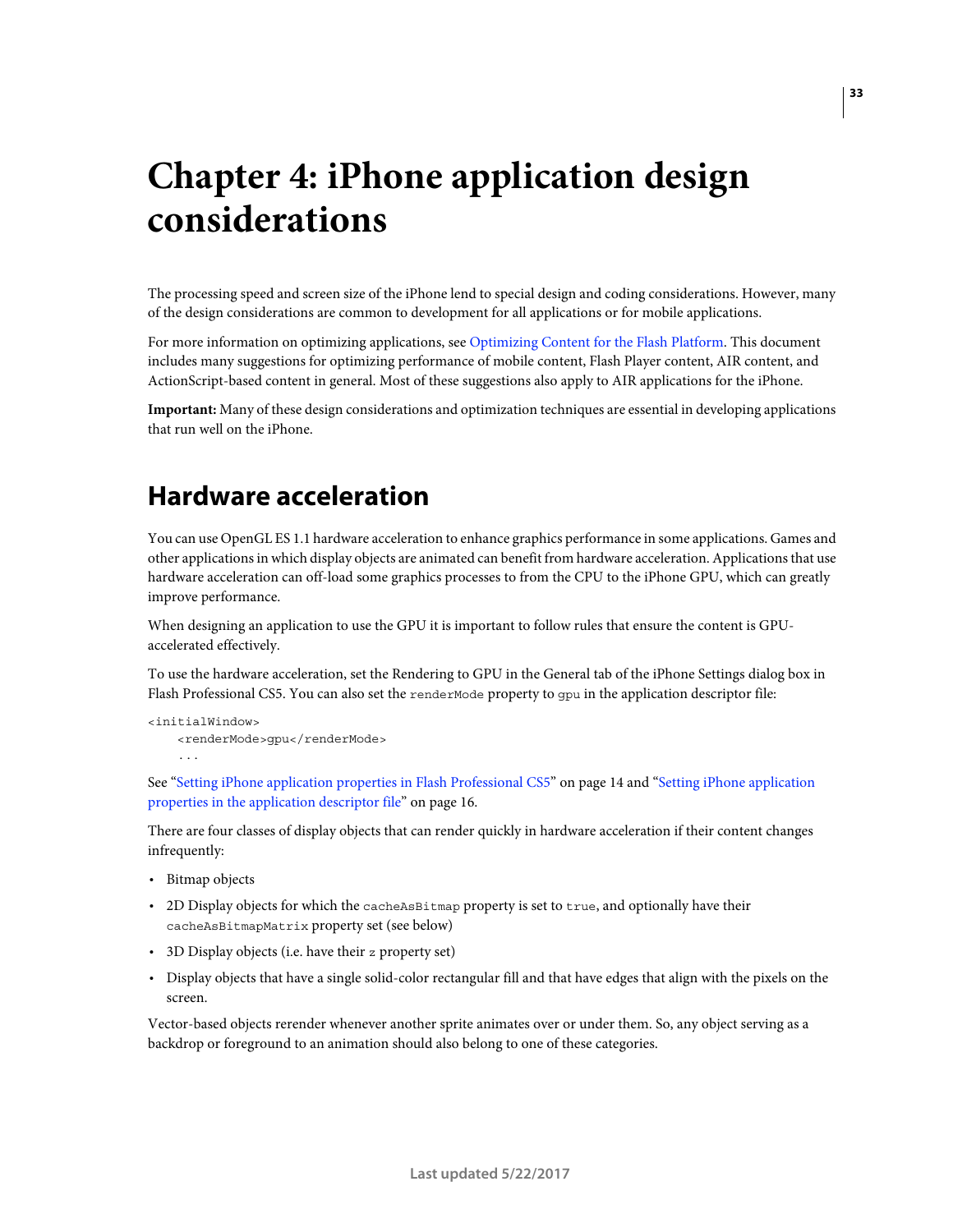# Chapter 4: iPhone application design considerations

The processing speed and screen size of the iPhone lend to special design and coding considerations. However, many of the design considerations are common to development for all applications or for mobile applications.

For more information on optimizing applications, see Optimizing Content for the Flash Platform. This document includes many suggestions for optimizing performance of mobile content, Flash Player content, AIR content, and ActionScript-based content in general. Most of these suggestions also apply to AIR applications for the iPhone.

**Important:** Many of these design considerations and optimization techniques are essential in developing applications that run well on the iPhone.

## Hardware acceleration

You can use OpenGL ES 1.1 hardware acceleration to enhance graphics performance in some applications. Games and other applications in which display objects are animated can benefit from hardware acceleration. Applications that use hardware acceleration can off-load some graphics processes to from the CPU to the iPhone GPU, which can greatly improve performance.

When designing an application to use the GPU it is important to follow rules that ensure the content is GPU-accelerated effectively.

To use the hardware acceleration, set the Rendering to GPU in the General tab of the iPhone Settings dialog box in Flash Professional CS5. You can also set the `renderMode` property to `gpu` in the application descriptor file:

```
<initialWindow>
    <renderMode>gpu</renderMode>
    ...
```

See “Setting iPhone application properties in Flash Professional CS5” on page 14 and “Setting iPhone application properties in the application descriptor file” on page 16.

There are four classes of display objects that can render quickly in hardware acceleration if their content changes infrequently:

- Bitmap objects
- 2D Display objects for which the `cacheAsBitmap` property is set to `true`, and optionally have their `cacheAsBitmapMatrix` property set (see below)
- 3D Display objects (i.e. have their `z` property set)
- Display objects that have a single solid-color rectangular fill and that have edges that align with the pixels on the screen.

Vector-based objects rerender whenever another sprite animates over or under them. So, any object serving as a backdrop or foreground to an animation should also belong to one of these categories.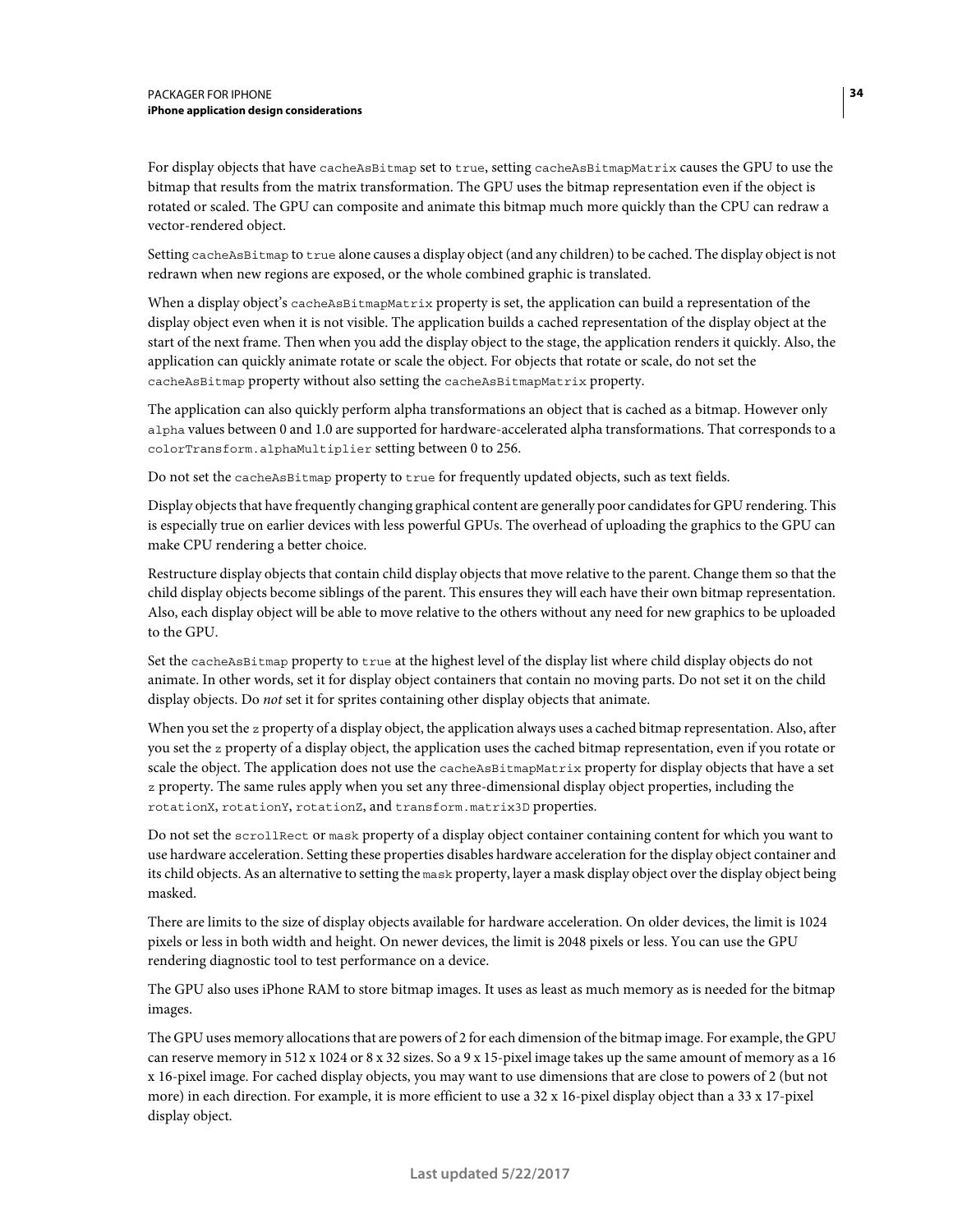For display objects that have `cacheAsBitmap` set to `true`, setting `cacheAsBitmapMatrix` causes the GPU to use the bitmap that results from the matrix transformation. The GPU uses the bitmap representation even if the object is rotated or scaled. The GPU can composite and animate this bitmap much more quickly than the CPU can redraw a vector-rendered object.

Setting `cacheAsBitmap` to `true` alone causes a display object (and any children) to be cached. The display object is not redrawn when new regions are exposed, or the whole combined graphic is translated.

When a display object's `cacheAsBitmapMatrix` property is set, the application can build a representation of the display object even when it is not visible. The application builds a cached representation of the display object at the start of the next frame. Then when you add the display object to the stage, the application renders it quickly. Also, the application can quickly animate rotate or scale the object. For objects that rotate or scale, do not set the `cacheAsBitmap` property without also setting the `cacheAsBitmapMatrix` property.

The application can also quickly perform alpha transformations an object that is cached as a bitmap. However only `alpha` values between 0 and 1.0 are supported for hardware-accelerated alpha transformations. That corresponds to a `colorTransform.alphaMultiplier` setting between 0 to 256.

Do not set the `cacheAsBitmap` property to `true` for frequently updated objects, such as text fields.

Display objects that have frequently changing graphical content are generally poor candidates for GPU rendering. This is especially true on earlier devices with less powerful GPUs. The overhead of uploading the graphics to the GPU can make CPU rendering a better choice.

Restructure display objects that contain child display objects that move relative to the parent. Change them so that the child display objects become siblings of the parent. This ensures they will each have their own bitmap representation. Also, each display object will be able to move relative to the others without any need for new graphics to be uploaded to the GPU.

Set the `cacheAsBitmap` property to `true` at the highest level of the display list where child display objects do not animate. In other words, set it for display object containers that contain no moving parts. Do not set it on the child display objects. Do *not* set it for sprites containing other display objects that animate.

When you set the `z` property of a display object, the application always uses a cached bitmap representation. Also, after you set the `z` property of a display object, the application uses the cached bitmap representation, even if you rotate or scale the object. The application does not use the `cacheAsBitmapMatrix` property for display objects that have a set `z` property. The same rules apply when you set any three-dimensional display object properties, including the `rotationX`, `rotationY`, `rotationZ`, and `transform.matrix3D` properties.

Do not set the `scrollRect` or `mask` property of a display object container containing content for which you want to use hardware acceleration. Setting these properties disables hardware acceleration for the display object container and its child objects. As an alternative to setting the `mask` property, layer a mask display object over the display object being masked.

There are limits to the size of display objects available for hardware acceleration. On older devices, the limit is 1024 pixels or less in both width and height. On newer devices, the limit is 2048 pixels or less. You can use the GPU rendering diagnostic tool to test performance on a device.

The GPU also uses iPhone RAM to store bitmap images. It uses as least as much memory as is needed for the bitmap images.

The GPU uses memory allocations that are powers of 2 for each dimension of the bitmap image. For example, the GPU can reserve memory in 512 x 1024 or 8 x 32 sizes. So a 9 x 15-pixel image takes up the same amount of memory as a 16 x 16-pixel image. For cached display objects, you may want to use dimensions that are close to powers of 2 (but not more) in each direction. For example, it is more efficient to use a 32 x 16-pixel display object than a 33 x 17-pixel display object.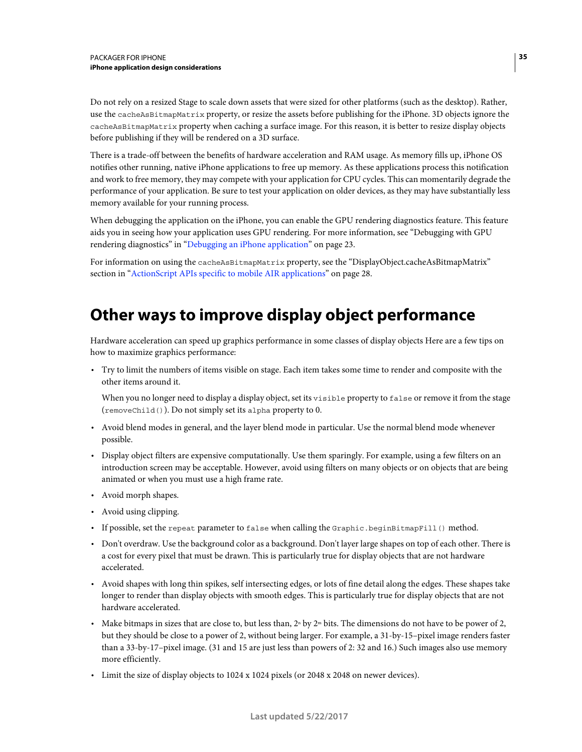Do not rely on a resized Stage to scale down assets that were sized for other platforms (such as the desktop). Rather, use the `cacheAsBitmapMatrix` property, or resize the assets before publishing for the iPhone. 3D objects ignore the `cacheAsBitmapMatrix` property when caching a surface image. For this reason, it is better to resize display objects before publishing if they will be rendered on a 3D surface.

There is a trade-off between the benefits of hardware acceleration and RAM usage. As memory fills up, iPhone OS notifies other running, native iPhone applications to free up memory. As these applications process this notification and work to free memory, they may compete with your application for CPU cycles. This can momentarily degrade the performance of your application. Be sure to test your application on older devices, as they may have substantially less memory available for your running process.

When debugging the application on the iPhone, you can enable the GPU rendering diagnostics feature. This feature aids you in seeing how your application uses GPU rendering. For more information, see “Debugging with GPU rendering diagnostics” in “Debugging an iPhone application” on page 23.

For information on using the `cacheAsBitmapMatrix` property, see the “DisplayObject.cacheAsBitmapMatrix” section in “ActionScript APIs specific to mobile AIR applications” on page 28.

# Other ways to improve display object performance

Hardware acceleration can speed up graphics performance in some classes of display objects Here are a few tips on how to maximize graphics performance:

- Try to limit the numbers of items visible on stage. Each item takes some time to render and composite with the other items around it.

  When you no longer need to display a display object, set its `visible` property to `false` or remove it from the stage (`removeChild()`). Do not simply set its `alpha` property to 0.
- Avoid blend modes in general, and the layer blend mode in particular. Use the normal blend mode whenever possible.
- Display object filters are expensive computationally. Use them sparingly. For example, using a few filters on an introduction screen may be acceptable. However, avoid using filters on many objects or on objects that are being animated or when you must use a high frame rate.
- Avoid morph shapes.
- Avoid using clipping.
- If possible, set the `repeat` parameter to `false` when calling the `Graphic.beginBitmapFill()` method.
- Don't overdraw. Use the background color as a background. Don't layer large shapes on top of each other. There is a cost for every pixel that must be drawn. This is particularly true for display objects that are not hardware accelerated.
- Avoid shapes with long thin spikes, self intersecting edges, or lots of fine detail along the edges. These shapes take longer to render than display objects with smooth edges. This is particularly true for display objects that are not hardware accelerated.
- Make bitmaps in sizes that are close to, but less than, $2^n$ by $2^m$ bits. The dimensions do not have to be power of 2, but they should be close to a power of 2, without being larger. For example, a 31-by-15–pixel image renders faster than a 33-by-17–pixel image. (31 and 15 are just less than powers of 2: 32 and 16.) Such images also use memory more efficiently.
- Limit the size of display objects to 1024 x 1024 pixels (or 2048 x 2048 on newer devices).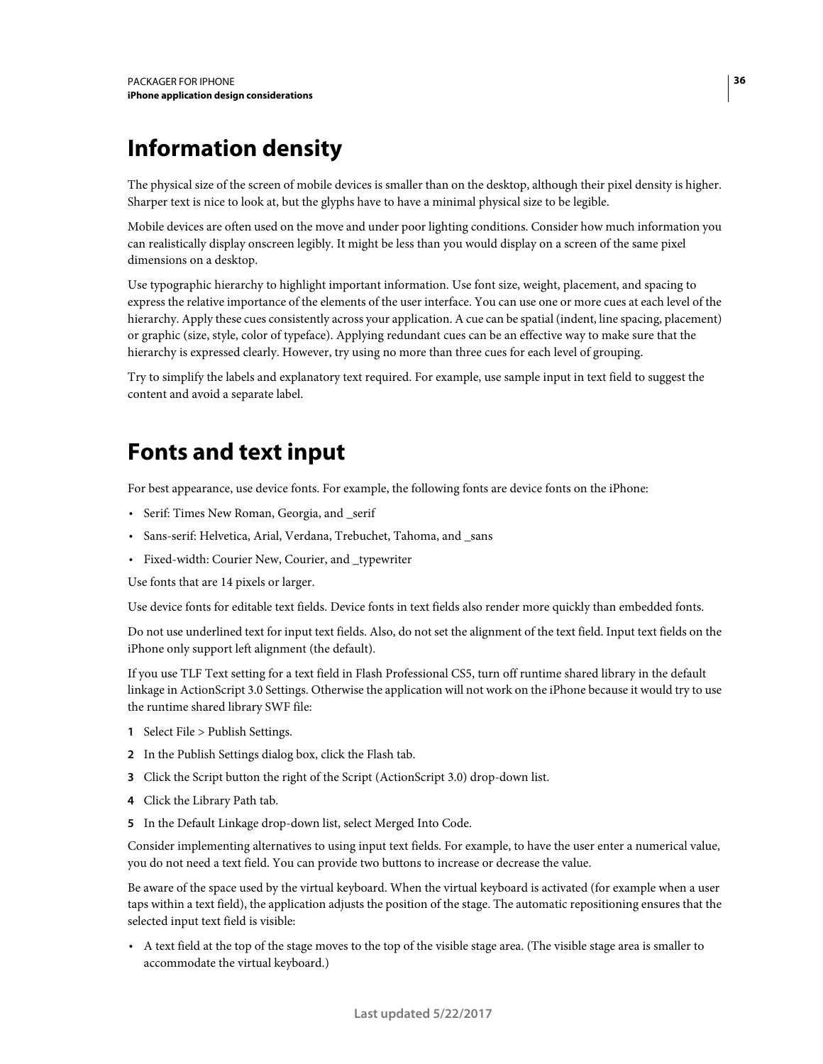## Information density

The physical size of the screen of mobile devices is smaller than on the desktop, although their pixel density is higher. Sharper text is nice to look at, but the glyphs have to have a minimal physical size to be legible.

Mobile devices are often used on the move and under poor lighting conditions. Consider how much information you can realistically display onscreen legibly. It might be less than you would display on a screen of the same pixel dimensions on a desktop.

Use typographic hierarchy to highlight important information. Use font size, weight, placement, and spacing to express the relative importance of the elements of the user interface. You can use one or more cues at each level of the hierarchy. Apply these cues consistently across your application. A cue can be spatial (indent, line spacing, placement) or graphic (size, style, color of typeface). Applying redundant cues can be an effective way to make sure that the hierarchy is expressed clearly. However, try using no more than three cues for each level of grouping.

Try to simplify the labels and explanatory text required. For example, use sample input in text field to suggest the content and avoid a separate label.

## Fonts and text input

For best appearance, use device fonts. For example, the following fonts are device fonts on the iPhone:

- Serif: Times New Roman, Georgia, and _serif
- Sans-serif: Helvetica, Arial, Verdana, Trebuchet, Tahoma, and _sans
- Fixed-width: Courier New, Courier, and _typewriter

Use fonts that are 14 pixels or larger.

Use device fonts for editable text fields. Device fonts in text fields also render more quickly than embedded fonts.

Do not use underlined text for input text fields. Also, do not set the alignment of the text field. Input text fields on the iPhone only support left alignment (the default).

If you use TLF Text setting for a text field in Flash Professional CS5, turn off runtime shared library in the default linkage in ActionScript 3.0 Settings. Otherwise the application will not work on the iPhone because it would try to use the runtime shared library SWF file:

1. Select File > Publish Settings.
2. In the Publish Settings dialog box, click the Flash tab.
3. Click the Script button the right of the Script (ActionScript 3.0) drop-down list.
4. Click the Library Path tab.
5. In the Default Linkage drop-down list, select Merged Into Code.

Consider implementing alternatives to using input text fields. For example, to have the user enter a numerical value, you do not need a text field. You can provide two buttons to increase or decrease the value.

Be aware of the space used by the virtual keyboard. When the virtual keyboard is activated (for example when a user taps within a text field), the application adjusts the position of the stage. The automatic repositioning ensures that the selected input text field is visible:

- A text field at the top of the stage moves to the top of the visible stage area. (The visible stage area is smaller to accommodate the virtual keyboard.)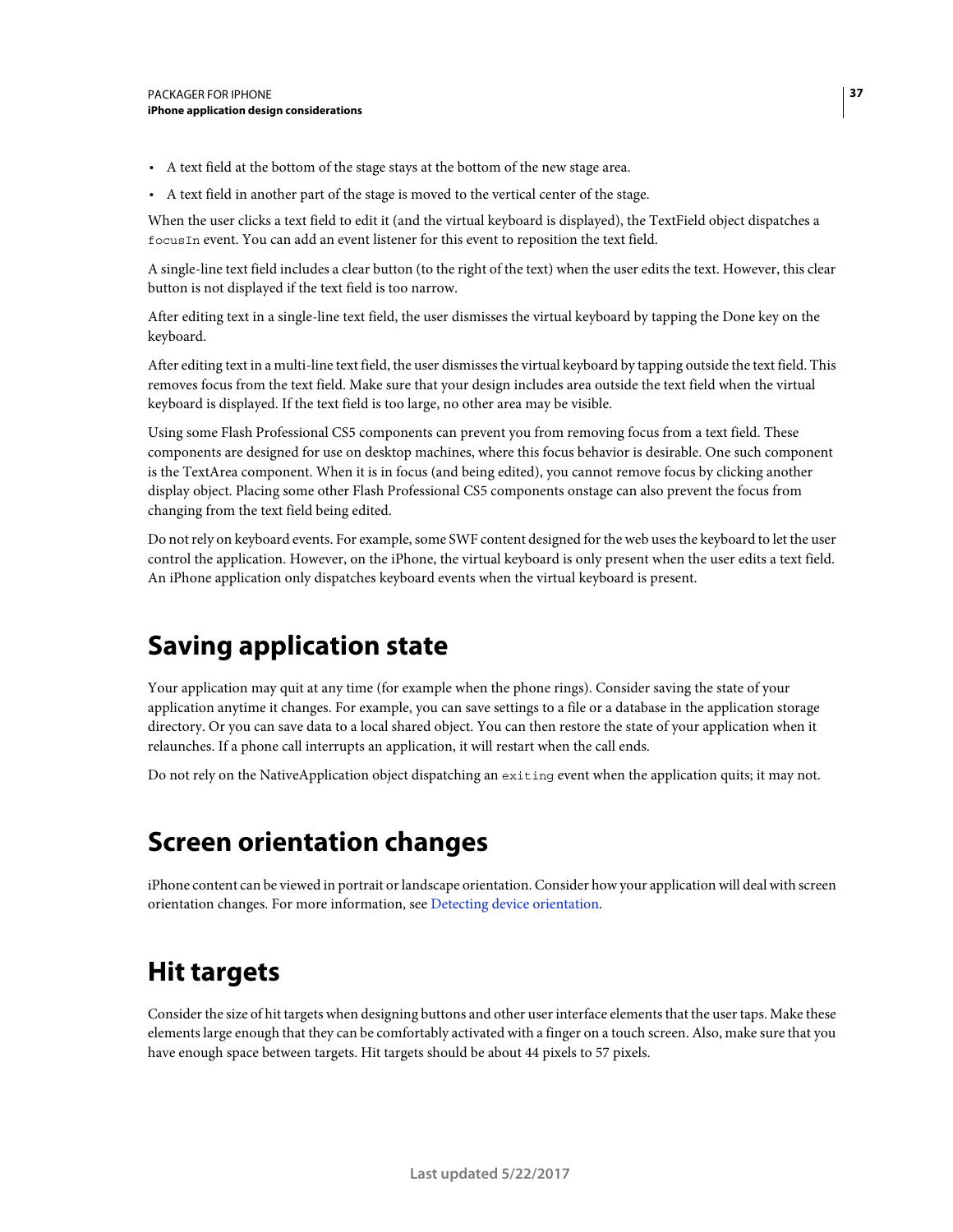- A text field at the bottom of the stage stays at the bottom of the new stage area.
- A text field in another part of the stage is moved to the vertical center of the stage.

When the user clicks a text field to edit it (and the virtual keyboard is displayed), the TextField object dispatches a `focusIn` event. You can add an event listener for this event to reposition the text field.

A single-line text field includes a clear button (to the right of the text) when the user edits the text. However, this clear button is not displayed if the text field is too narrow.

After editing text in a single-line text field, the user dismisses the virtual keyboard by tapping the Done key on the keyboard.

After editing text in a multi-line text field, the user dismisses the virtual keyboard by tapping outside the text field. This removes focus from the text field. Make sure that your design includes area outside the text field when the virtual keyboard is displayed. If the text field is too large, no other area may be visible.

Using some Flash Professional CS5 components can prevent you from removing focus from a text field. These components are designed for use on desktop machines, where this focus behavior is desirable. One such component is the TextArea component. When it is in focus (and being edited), you cannot remove focus by clicking another display object. Placing some other Flash Professional CS5 components onstage can also prevent the focus from changing from the text field being edited.

Do not rely on keyboard events. For example, some SWF content designed for the web uses the keyboard to let the user control the application. However, on the iPhone, the virtual keyboard is only present when the user edits a text field. An iPhone application only dispatches keyboard events when the virtual keyboard is present.

## Saving application state

Your application may quit at any time (for example when the phone rings). Consider saving the state of your application anytime it changes. For example, you can save settings to a file or a database in the application storage directory. Or you can save data to a local shared object. You can then restore the state of your application when it relaunches. If a phone call interrupts an application, it will restart when the call ends.

Do not rely on the NativeApplication object dispatching an `exiting` event when the application quits; it may not.

## Screen orientation changes

iPhone content can be viewed in portrait or landscape orientation. Consider how your application will deal with screen orientation changes. For more information, see Detecting device orientation.

## Hit targets

Consider the size of hit targets when designing buttons and other user interface elements that the user taps. Make these elements large enough that they can be comfortably activated with a finger on a touch screen. Also, make sure that you have enough space between targets. Hit targets should be about 44 pixels to 57 pixels.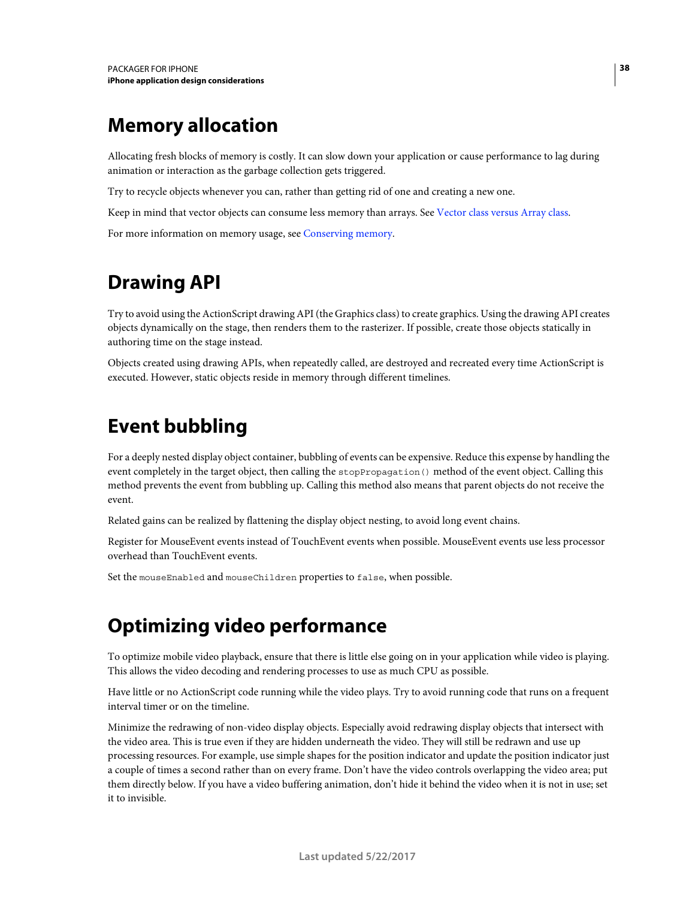# Memory allocation

Allocating fresh blocks of memory is costly. It can slow down your application or cause performance to lag during animation or interaction as the garbage collection gets triggered.

Try to recycle objects whenever you can, rather than getting rid of one and creating a new one.

Keep in mind that vector objects can consume less memory than arrays. See Vector class versus Array class.

For more information on memory usage, see Conserving memory.

# Drawing API

Try to avoid using the ActionScript drawing API (the Graphics class) to create graphics. Using the drawing API creates objects dynamically on the stage, then renders them to the rasterizer. If possible, create those objects statically in authoring time on the stage instead.

Objects created using drawing APIs, when repeatedly called, are destroyed and recreated every time ActionScript is executed. However, static objects reside in memory through different timelines.

# Event bubbling

For a deeply nested display object container, bubbling of events can be expensive. Reduce this expense by handling the event completely in the target object, then calling the `stopPropagation()` method of the event object. Calling this method prevents the event from bubbling up. Calling this method also means that parent objects do not receive the event.

Related gains can be realized by flattening the display object nesting, to avoid long event chains.

Register for MouseEvent events instead of TouchEvent events when possible. MouseEvent events use less processor overhead than TouchEvent events.

Set the `mouseEnabled` and `mouseChildren` properties to `false`, when possible.

# Optimizing video performance

To optimize mobile video playback, ensure that there is little else going on in your application while video is playing. This allows the video decoding and rendering processes to use as much CPU as possible.

Have little or no ActionScript code running while the video plays. Try to avoid running code that runs on a frequent interval timer or on the timeline.

Minimize the redrawing of non-video display objects. Especially avoid redrawing display objects that intersect with the video area. This is true even if they are hidden underneath the video. They will still be redrawn and use up processing resources. For example, use simple shapes for the position indicator and update the position indicator just a couple of times a second rather than on every frame. Don't have the video controls overlapping the video area; put them directly below. If you have a video buffering animation, don't hide it behind the video when it is not in use; set it to invisible.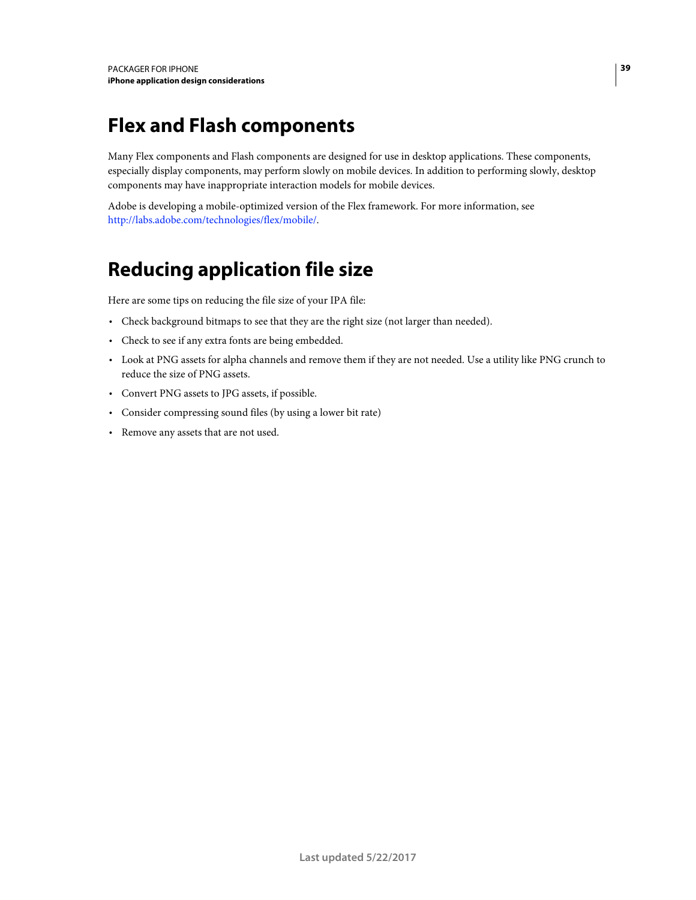# Flex and Flash components

Many Flex components and Flash components are designed for use in desktop applications. These components, especially display components, may perform slowly on mobile devices. In addition to performing slowly, desktop components may have inappropriate interaction models for mobile devices.

Adobe is developing a mobile-optimized version of the Flex framework. For more information, see http://labs.adobe.com/technologies/flex/mobile/.

# Reducing application file size

Here are some tips on reducing the file size of your IPA file:

- Check background bitmaps to see that they are the right size (not larger than needed).
- Check to see if any extra fonts are being embedded.
- Look at PNG assets for alpha channels and remove them if they are not needed. Use a utility like PNG crunch to reduce the size of PNG assets.
- Convert PNG assets to JPG assets, if possible.
- Consider compressing sound files (by using a lower bit rate)
- Remove any assets that are not used.